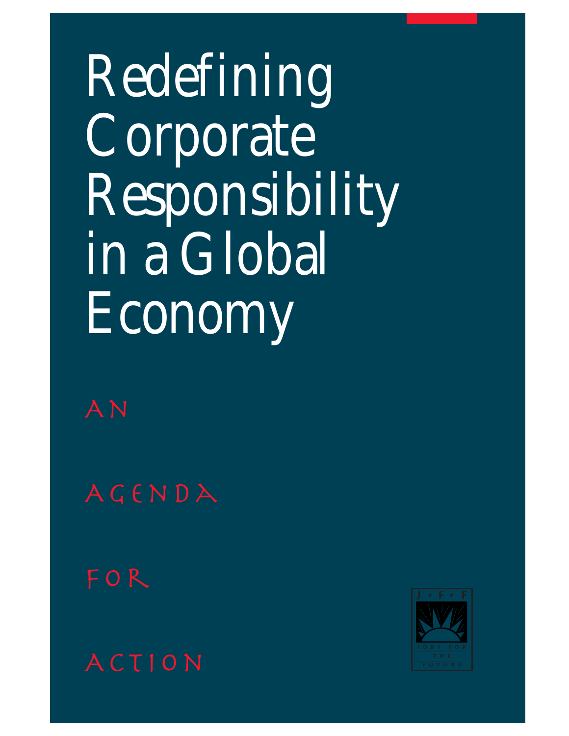# Redefining Corporate Responsibility in a Global Economy

## AN AGENDA FOR ACTION

J • F • F

JOBS FOR THE FUTURE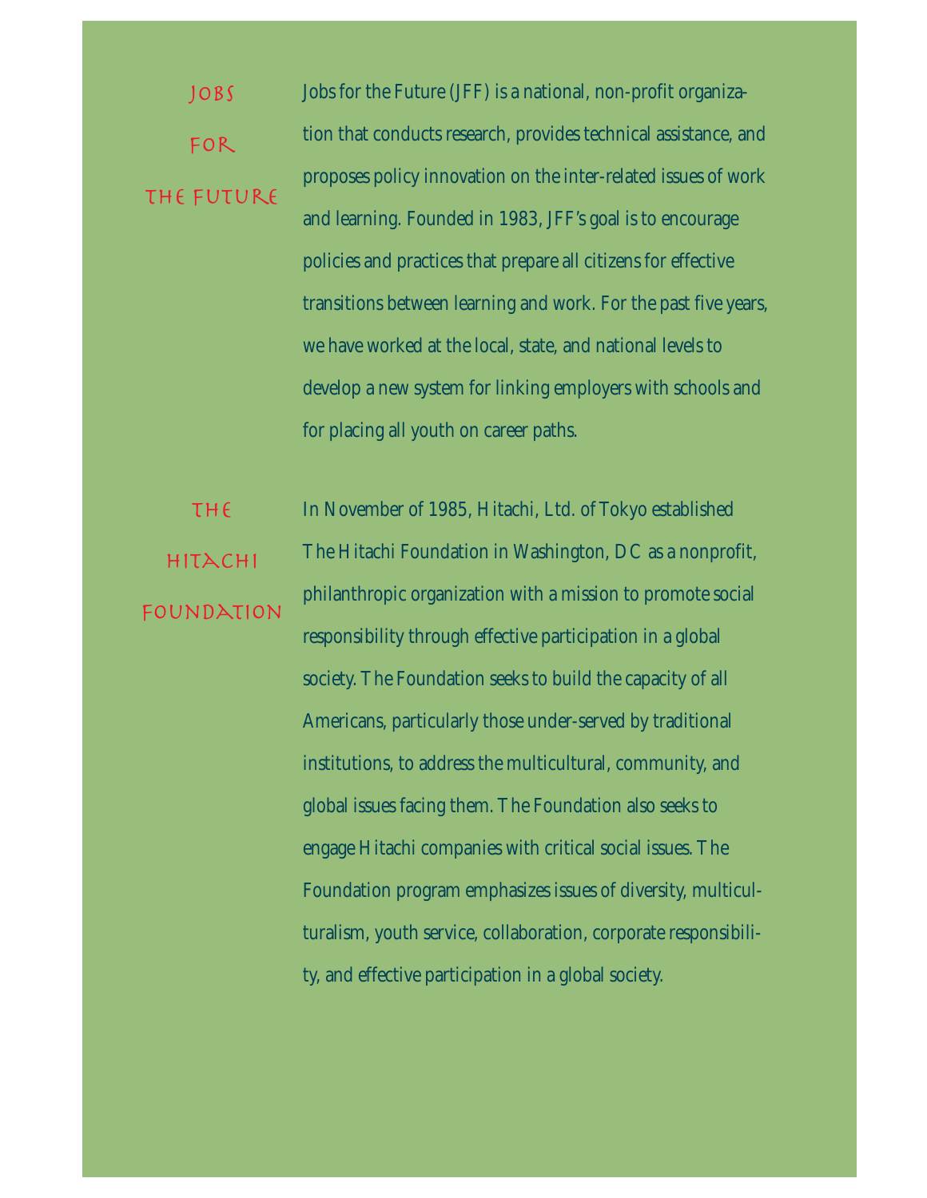## Jobs for the Future

Jobs for the Future (JFF) is a national, non-profit organization that conducts research, provides technical assistance, and proposes policy innovation on the inter-related issues of work and learning. Founded in 1983, JFF's goal is to encourage policies and practices that prepare all citizens for effective transitions between learning and work. For the past five years, we have worked at the local, state, and national levels to develop a new system for linking employers with schools and for placing all youth on career paths.

## The Hitachi Foundation

In November of 1985, Hitachi, Ltd. of Tokyo established The Hitachi Foundation in Washington, DC as a nonprofit, philanthropic organization with a mission to promote social responsibility through effective participation in a global society. The Foundation seeks to build the capacity of all Americans, particularly those under-served by traditional institutions, to address the multicultural, community, and global issues facing them. The Foundation also seeks to engage Hitachi companies with critical social issues. The Foundation program emphasizes issues of diversity, multiculturalism, youth service, collaboration, corporate responsibility, and effective participation in a global society.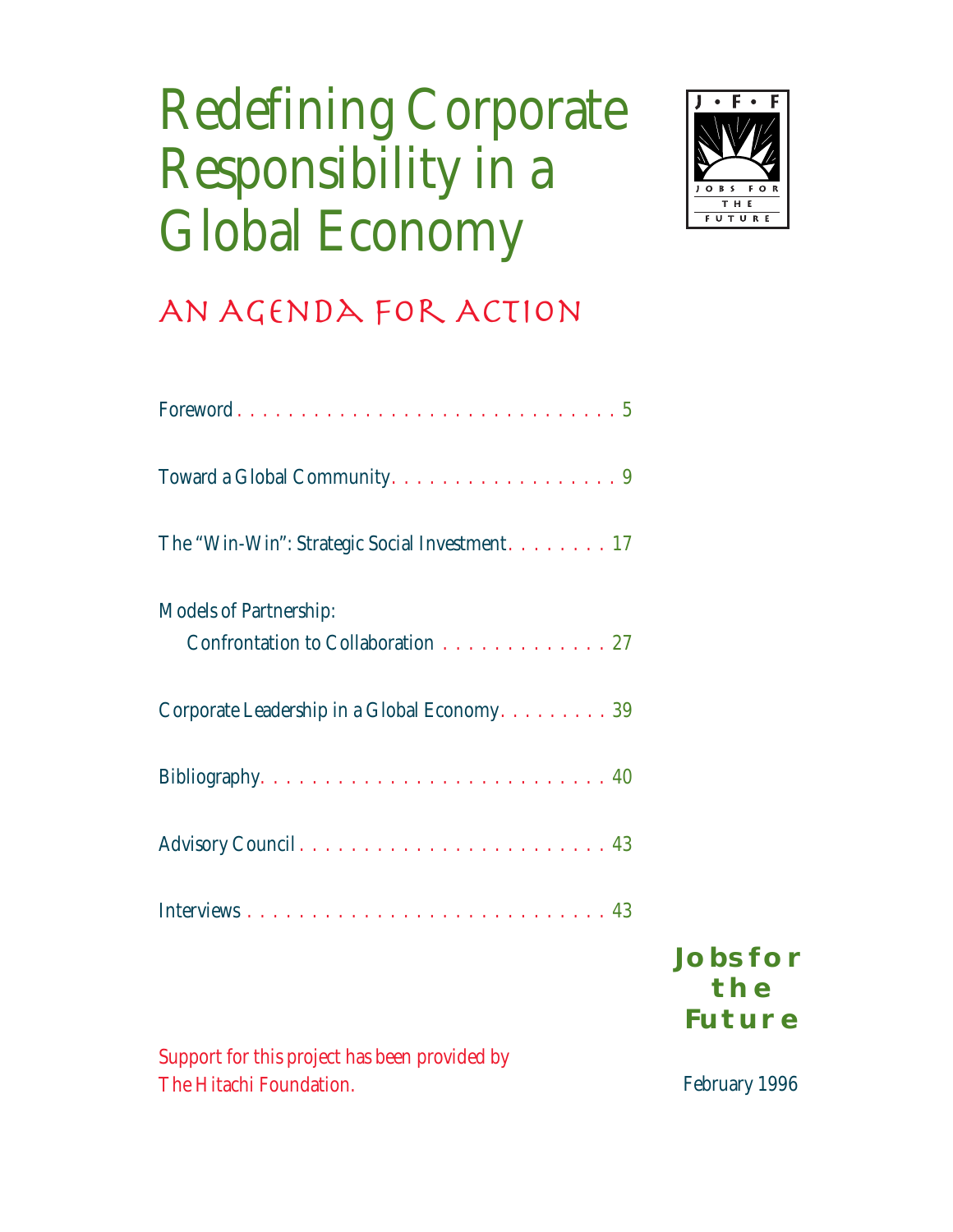# Redefining Corporate Responsibility in a Global Economy

## AN AGENDA FOR ACTION

J • F • F
JOBS FOR THE FUTURE

| | |
|---|---|
| Foreword | 5 |
| Toward a Global Community | 9 |
| The "Win-Win": Strategic Social Investment | 17 |
| Models of Partnership: Confrontation to Collaboration | 27 |
| Corporate Leadership in a Global Economy | 39 |
| Bibliography | 40 |
| Advisory Council | 43 |
| Interviews | 43 |

**Jobs for the Future**

Support for this project has been provided by The Hitachi Foundation.

February 1996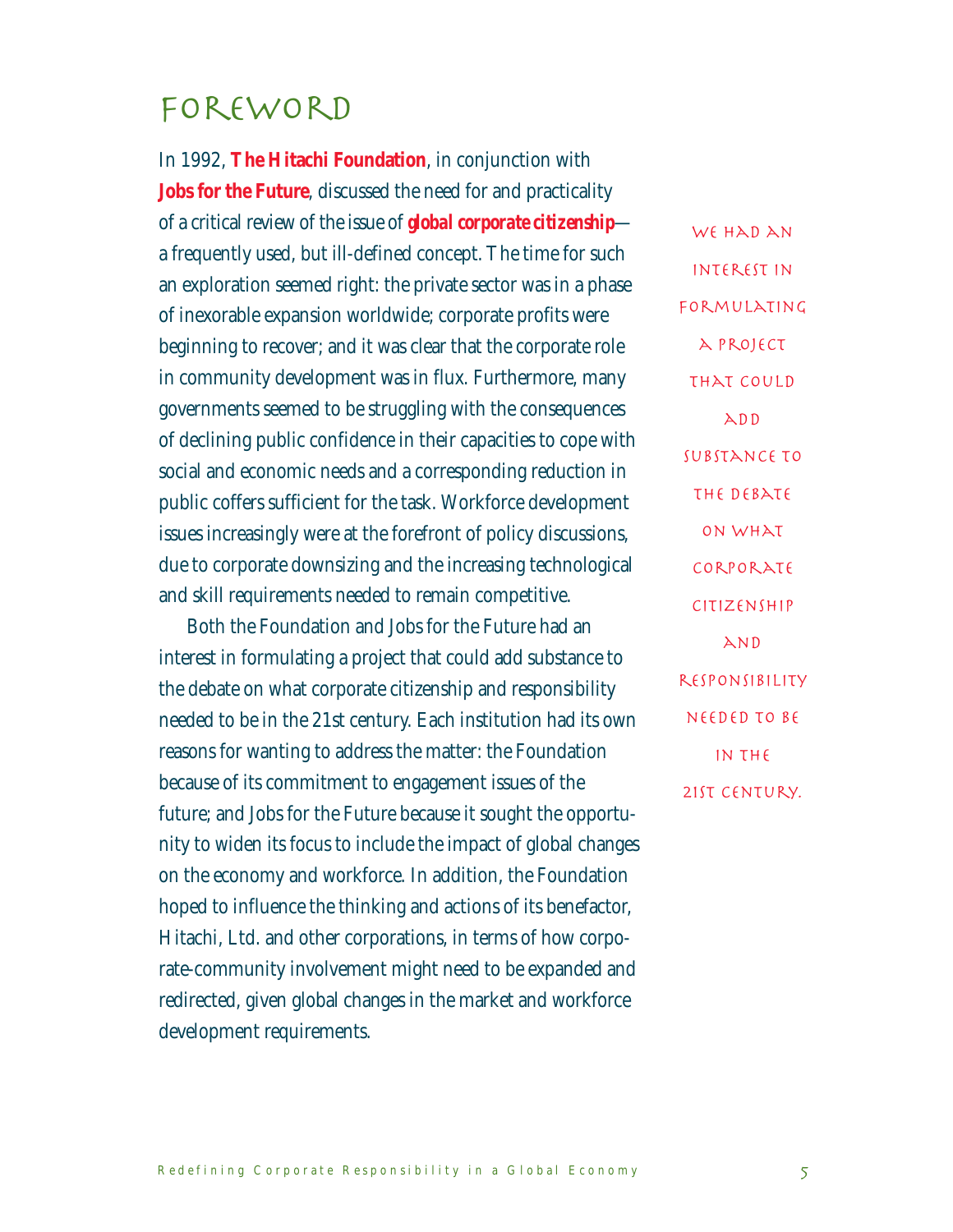# FOREWORD

In 1992, **The Hitachi Foundation**, in conjunction with **Jobs for the Future**, discussed the need for and practicality of a critical review of the issue of ***global corporate citizenship***—a frequently used, but ill-defined concept. The time for such an exploration seemed right: the private sector was in a phase of inexorable expansion worldwide; corporate profits were beginning to recover; and it was clear that the corporate role in community development was in flux. Furthermore, many governments seemed to be struggling with the consequences of declining public confidence in their capacities to cope with social and economic needs and a corresponding reduction in public coffers sufficient for the task. Workforce development issues increasingly were at the forefront of policy discussions, due to corporate downsizing and the increasing technological and skill requirements needed to remain competitive.

Both the Foundation and Jobs for the Future had an interest in formulating a project that could add substance to the debate on what corporate citizenship and responsibility needed to be in the 21st century. Each institution had its own reasons for wanting to address the matter: the Foundation because of its commitment to engagement issues of the future; and Jobs for the Future because it sought the opportunity to widen its focus to include the impact of global changes on the economy and workforce. In addition, the Foundation hoped to influence the thinking and actions of its benefactor, Hitachi, Ltd. and other corporations, in terms of how corporate-community involvement might need to be expanded and redirected, given global changes in the market and workforce development requirements.

> WE HAD AN INTEREST IN FORMULATING A PROJECT THAT COULD ADD SUBSTANCE TO THE DEBATE ON WHAT CORPORATE CITIZENSHIP AND RESPONSIBILITY NEEDED TO BE IN THE 21ST CENTURY.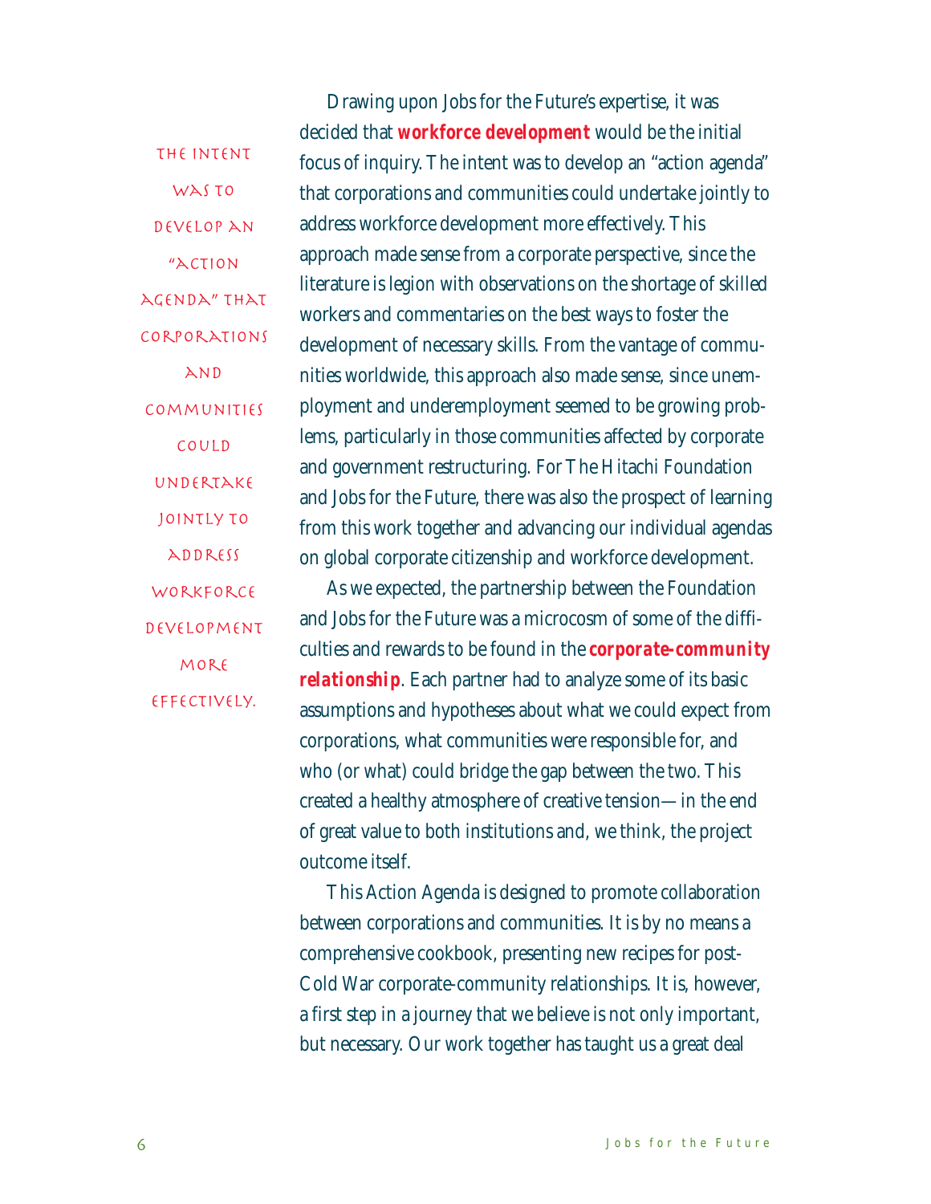> The intent was to develop an "action agenda" that corporations and communities could undertake jointly to address workforce development more effectively.

Drawing upon Jobs for the Future's expertise, it was decided that **workforce development** would be the initial focus of inquiry. The intent was to develop an "action agenda" that corporations and communities could undertake jointly to address workforce development more effectively. This approach made sense from a corporate perspective, since the literature is legion with observations on the shortage of skilled workers and commentaries on the best ways to foster the development of necessary skills. From the vantage of communities worldwide, this approach also made sense, since unemployment and underemployment seemed to be growing problems, particularly in those communities affected by corporate and government restructuring. For The Hitachi Foundation and Jobs for the Future, there was also the prospect of learning from this work together and advancing our individual agendas on global corporate citizenship and workforce development.

As we expected, the partnership between the Foundation and Jobs for the Future was a microcosm of some of the difficulties and rewards to be found in the ***corporate-community relationship***. Each partner had to analyze some of its basic assumptions and hypotheses about what we could expect from corporations, what communities were responsible for, and who (or what) could bridge the gap between the two. This created a healthy atmosphere of creative tension—in the end of great value to both institutions and, we think, the project outcome itself.

This Action Agenda is designed to promote collaboration between corporations and communities. It is by no means a comprehensive cookbook, presenting new recipes for post-Cold War corporate-community relationships. It is, however, a first step in a journey that we believe is not only important, but necessary. Our work together has taught us a great deal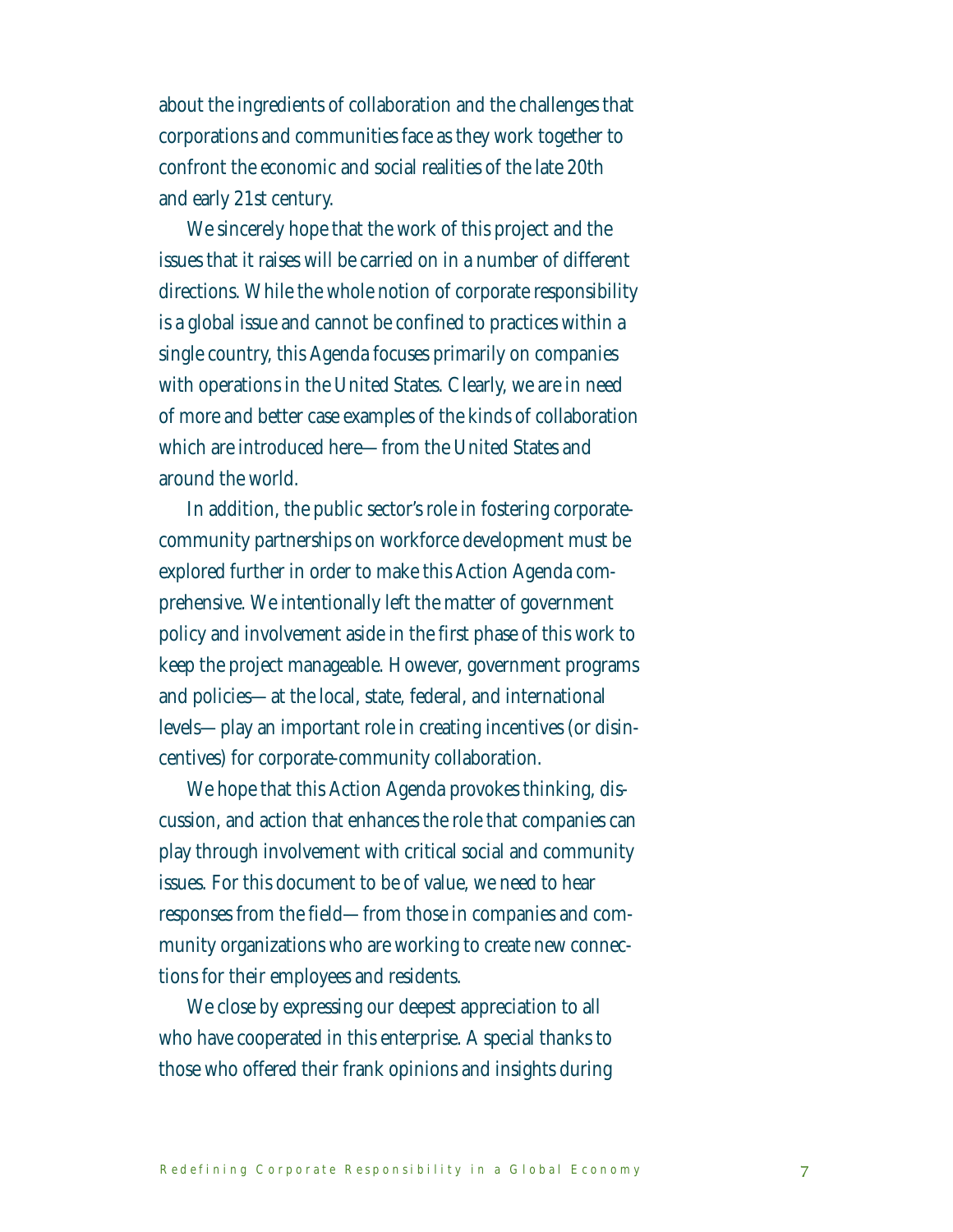about the ingredients of collaboration and the challenges that corporations and communities face as they work together to confront the economic and social realities of the late 20th and early 21st century.

We sincerely hope that the work of this project and the issues that it raises will be carried on in a number of different directions. While the whole notion of corporate responsibility is a global issue and cannot be confined to practices within a single country, this Agenda focuses primarily on companies with operations in the United States. Clearly, we are in need of more and better case examples of the kinds of collaboration which are introduced here—from the United States and around the world.

In addition, the public sector's role in fostering corporate-community partnerships on workforce development must be explored further in order to make this Action Agenda comprehensive. We intentionally left the matter of government policy and involvement aside in the first phase of this work to keep the project manageable. However, government programs and policies—at the local, state, federal, and international levels—play an important role in creating incentives (or disincentives) for corporate-community collaboration.

We hope that this Action Agenda provokes thinking, discussion, and action that enhances the role that companies can play through involvement with critical social and community issues. For this document to be of value, we need to hear responses from the field—from those in companies and community organizations who are working to create new connections for their employees and residents.

We close by expressing our deepest appreciation to all who have cooperated in this enterprise. A special thanks to those who offered their frank opinions and insights during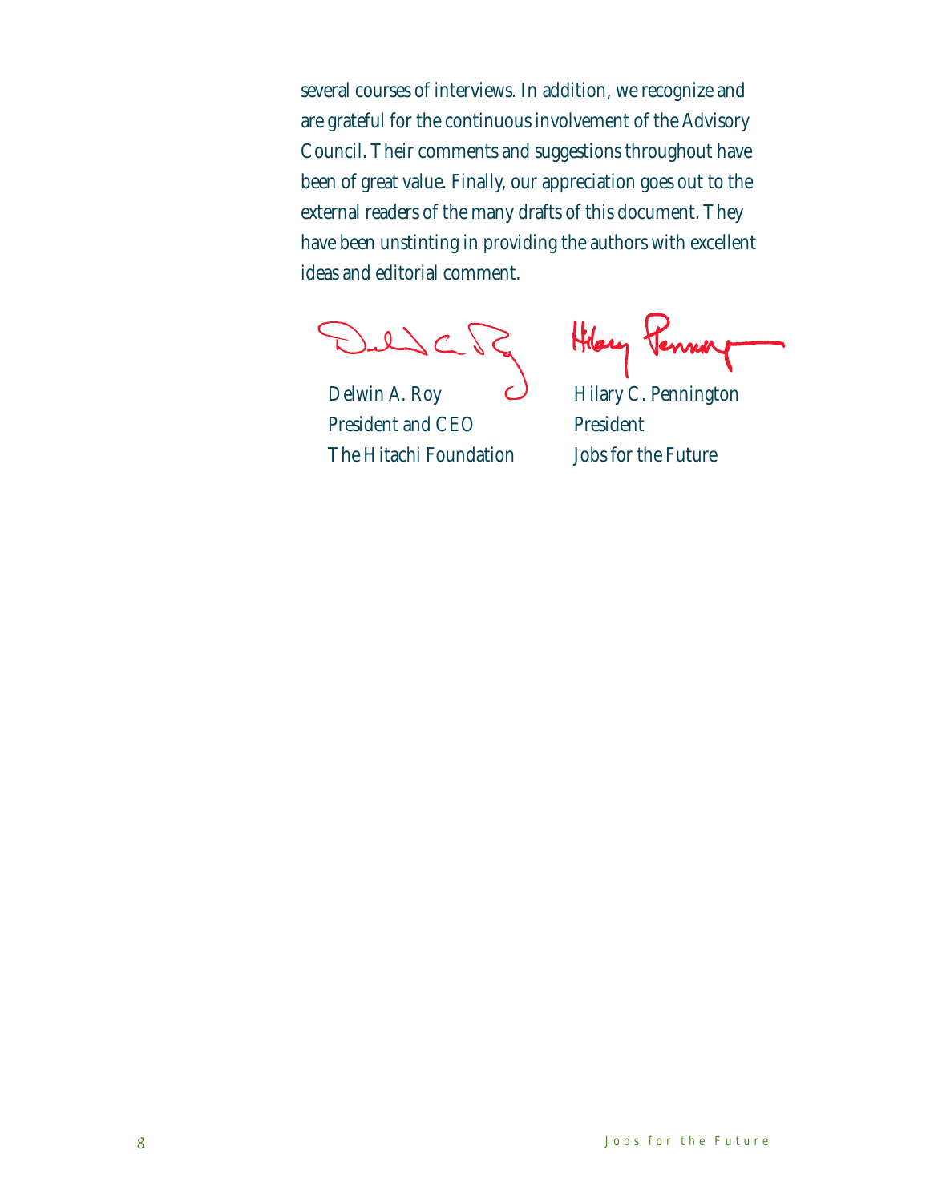several courses of interviews. In addition, we recognize and are grateful for the continuous involvement of the Advisory Council. Their comments and suggestions throughout have been of great value. Finally, our appreciation goes out to the external readers of the many drafts of this document. They have been unstinting in providing the authors with excellent ideas and editorial comment.

Delwin A. Roy
President and CEO
The Hitachi Foundation

Hilary C. Pennington
President
Jobs for the Future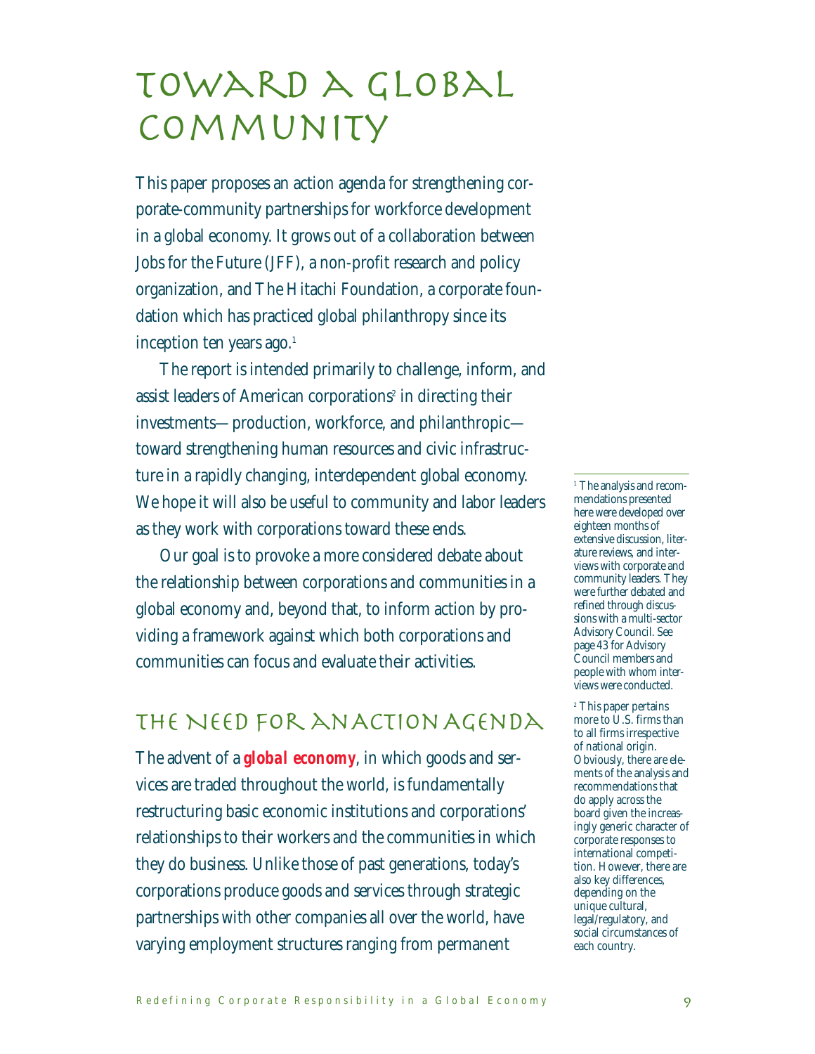# Toward a Global Community

This paper proposes an action agenda for strengthening corporate-community partnerships for workforce development in a global economy. It grows out of a collaboration between Jobs for the Future (JFF), a non-profit research and policy organization, and The Hitachi Foundation, a corporate foundation which has practiced global philanthropy since its inception ten years ago.[1]

The report is intended primarily to challenge, inform, and assist leaders of American corporations[2] in directing their investments—production, workforce, and philanthropic—toward strengthening human resources and civic infrastructure in a rapidly changing, interdependent global economy. We hope it will also be useful to community and labor leaders as they work with corporations toward these ends.

Our goal is to provoke a more considered debate about the relationship between corporations and communities in a global economy and, beyond that, to inform action by providing a framework against which both corporations and communities can focus and evaluate their activities.

## The Need for an Action Agenda

The advent of a ***global economy***, in which goods and services are traded throughout the world, is fundamentally restructuring basic economic institutions and corporations' relationships to their workers and the communities in which they do business. Unlike those of past generations, today's corporations produce goods and services through strategic partnerships with other companies all over the world, have varying employment structures ranging from permanent

---

[1] The analysis and recommendations presented here were developed over eighteen months of extensive discussion, literature reviews, and interviews with corporate and community leaders. They were further debated and refined through discussions with a multi-sector Advisory Council. See page 43 for Advisory Council members and people with whom interviews were conducted.

[2] This paper pertains more to U.S. firms than to all firms irrespective of national origin. Obviously, there are elements of the analysis and recommendations that do apply across the board given the increasingly generic character of corporate responses to international competition. However, there are also key differences, depending on the unique cultural, legal/regulatory, and social circumstances of each country.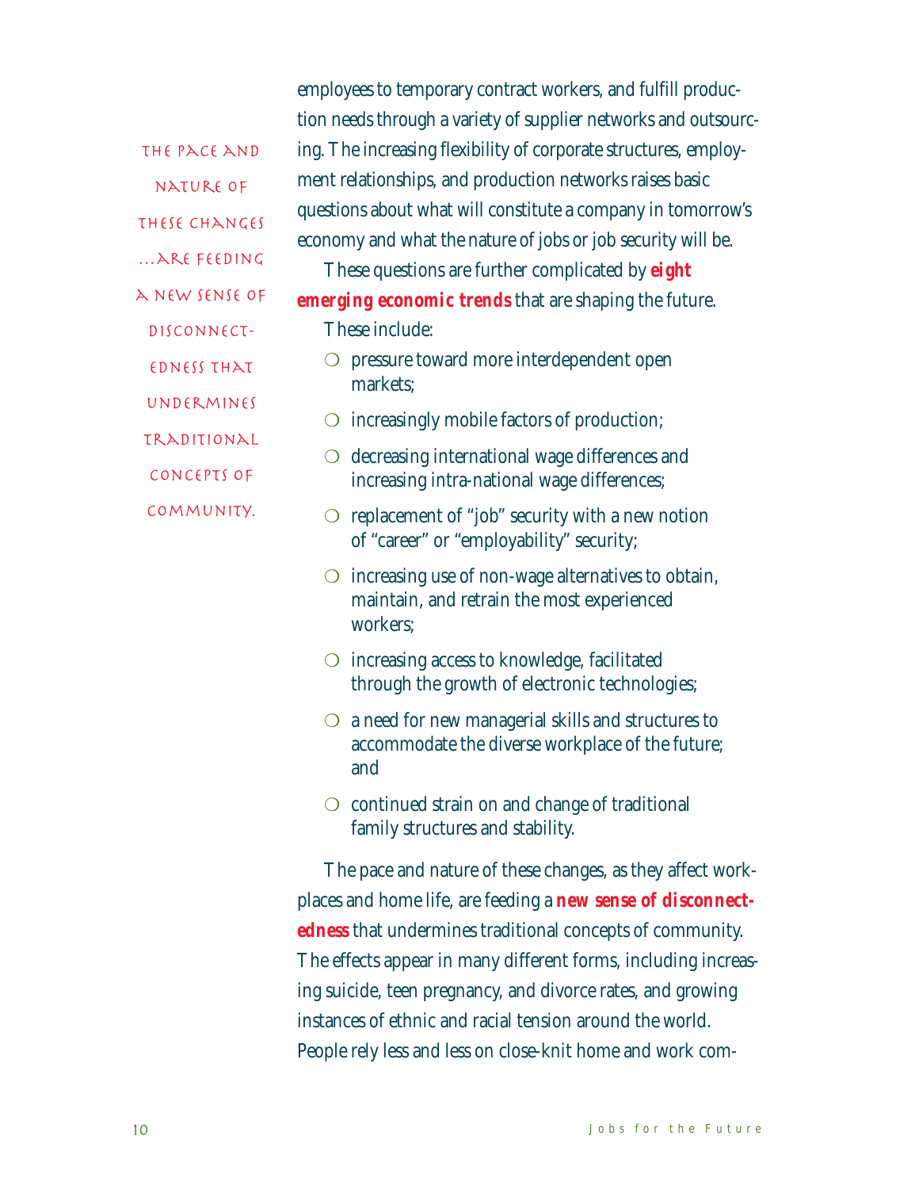employees to temporary contract workers, and fulfill production needs through a variety of supplier networks and outsourcing. The increasing flexibility of corporate structures, employment relationships, and production networks raises basic questions about what will constitute a company in tomorrow's economy and what the nature of jobs or job security will be.

*The pace and nature of these changes ...are feeding a new sense of disconnectedness that undermines traditional concepts of community.*

These questions are further complicated by ***eight emerging economic trends*** that are shaping the future. These include:

- pressure toward more interdependent open markets;
- increasingly mobile factors of production;
- decreasing international wage differences and increasing intra-national wage differences;
- replacement of "job" security with a new notion of "career" or "employability" security;
- increasing use of non-wage alternatives to obtain, maintain, and retrain the most experienced workers;
- increasing access to knowledge, facilitated through the growth of electronic technologies;
- a need for new managerial skills and structures to accommodate the diverse workplace of the future; and
- continued strain on and change of traditional family structures and stability.

The pace and nature of these changes, as they affect workplaces and home life, are feeding a ***new sense of disconnectedness*** that undermines traditional concepts of community. The effects appear in many different forms, including increasing suicide, teen pregnancy, and divorce rates, and growing instances of ethnic and racial tension around the world. People rely less and less on close-knit home and work com-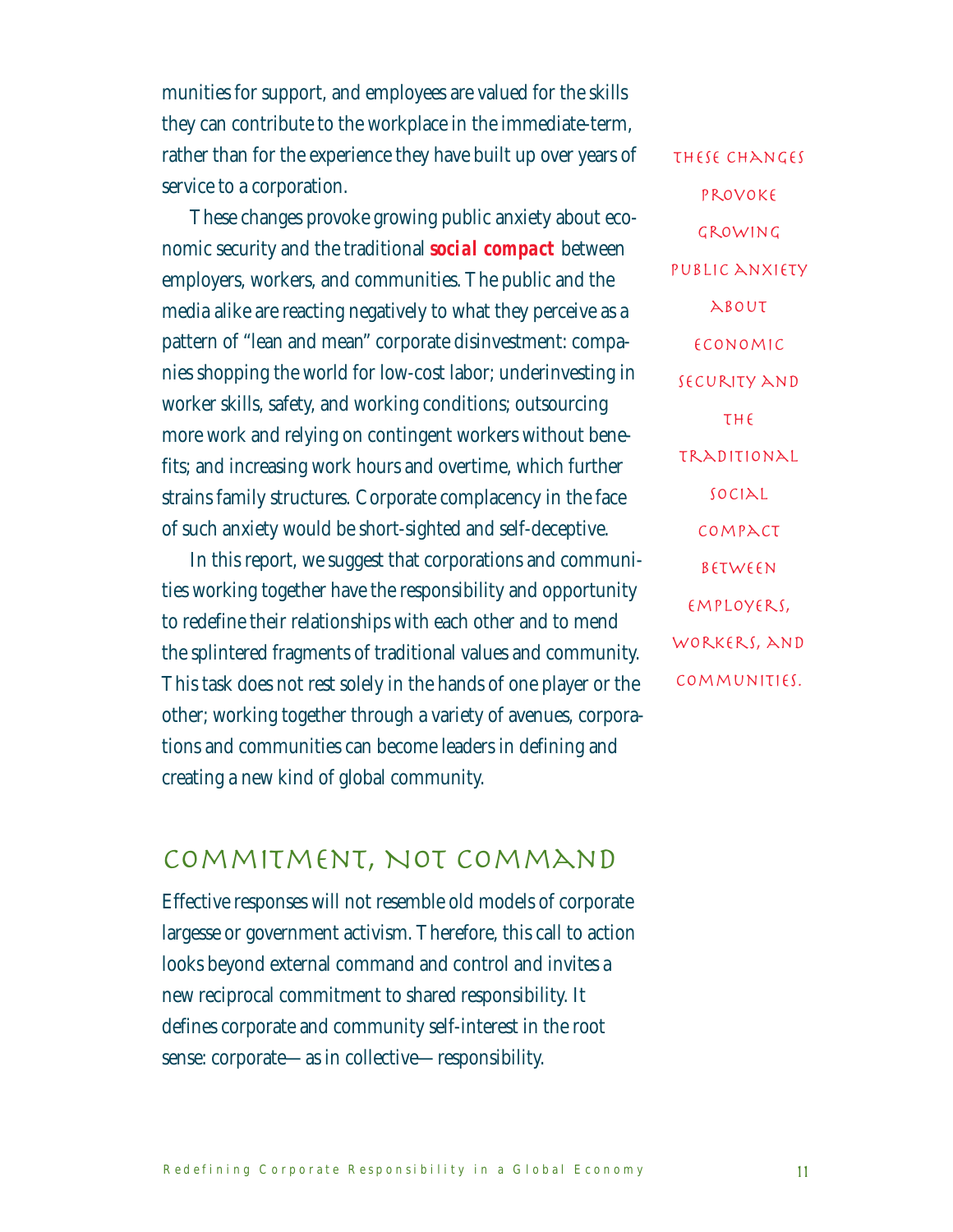munities for support, and employees are valued for the skills they can contribute to the workplace in the immediate-term, rather than for the experience they have built up over years of service to a corporation.

These changes provoke growing public anxiety about economic security and the traditional ***social compact*** between employers, workers, and communities. The public and the media alike are reacting negatively to what they perceive as a pattern of "lean and mean" corporate disinvestment: companies shopping the world for low-cost labor; underinvesting in worker skills, safety, and working conditions; outsourcing more work and relying on contingent workers without benefits; and increasing work hours and overtime, which further strains family structures. Corporate complacency in the face of such anxiety would be short-sighted and self-deceptive.

> THESE CHANGES PROVOKE GROWING PUBLIC ANXIETY ABOUT ECONOMIC SECURITY AND THE TRADITIONAL SOCIAL COMPACT BETWEEN EMPLOYERS, WORKERS, AND COMMUNITIES.

In this report, we suggest that corporations and communities working together have the responsibility and opportunity to redefine their relationships with each other and to mend the splintered fragments of traditional values and community. This task does not rest solely in the hands of one player or the other; working together through a variety of avenues, corporations and communities can become leaders in defining and creating a new kind of global community.

## COMMITMENT, NOT COMMAND

Effective responses will not resemble old models of corporate largesse or government activism. Therefore, this call to action looks beyond external command and control and invites a new reciprocal commitment to shared responsibility. It defines corporate and community self-interest in the root sense: corporate—as in collective—responsibility.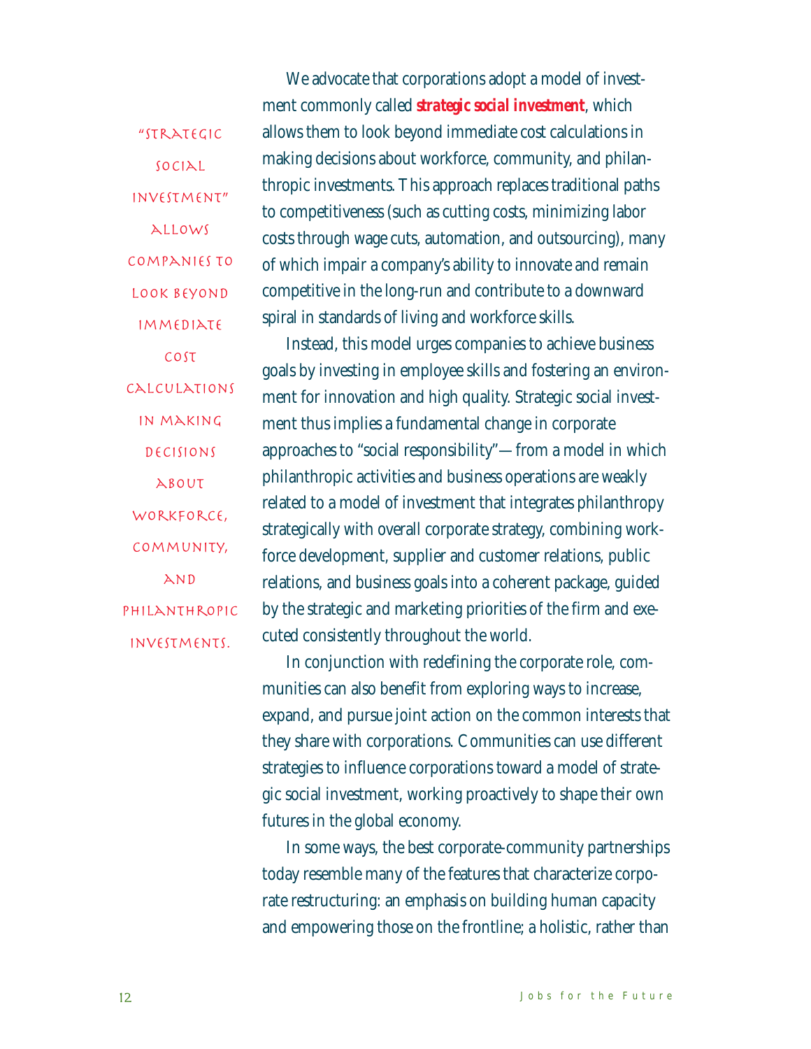> "Strategic social investment" allows companies to look beyond immediate cost calculations in making decisions about workforce, community, and philanthropic investments.

We advocate that corporations adopt a model of investment commonly called **strategic social investment**, which allows them to look beyond immediate cost calculations in making decisions about workforce, community, and philanthropic investments. This approach replaces traditional paths to competitiveness (such as cutting costs, minimizing labor costs through wage cuts, automation, and outsourcing), many of which impair a company's ability to innovate and remain competitive in the long-run and contribute to a downward spiral in standards of living and workforce skills.

Instead, this model urges companies to achieve business goals by investing in employee skills and fostering an environment for innovation and high quality. Strategic social investment thus implies a fundamental change in corporate approaches to "social responsibility"—from a model in which philanthropic activities and business operations are weakly related to a model of investment that integrates philanthropy strategically with overall corporate strategy, combining workforce development, supplier and customer relations, public relations, and business goals into a coherent package, guided by the strategic and marketing priorities of the firm and executed consistently throughout the world.

In conjunction with redefining the corporate role, communities can also benefit from exploring ways to increase, expand, and pursue joint action on the common interests that they share with corporations. Communities can use different strategies to influence corporations toward a model of strategic social investment, working proactively to shape their own futures in the global economy.

In some ways, the best corporate-community partnerships today resemble many of the features that characterize corporate restructuring: an emphasis on building human capacity and empowering those on the frontline; a holistic, rather than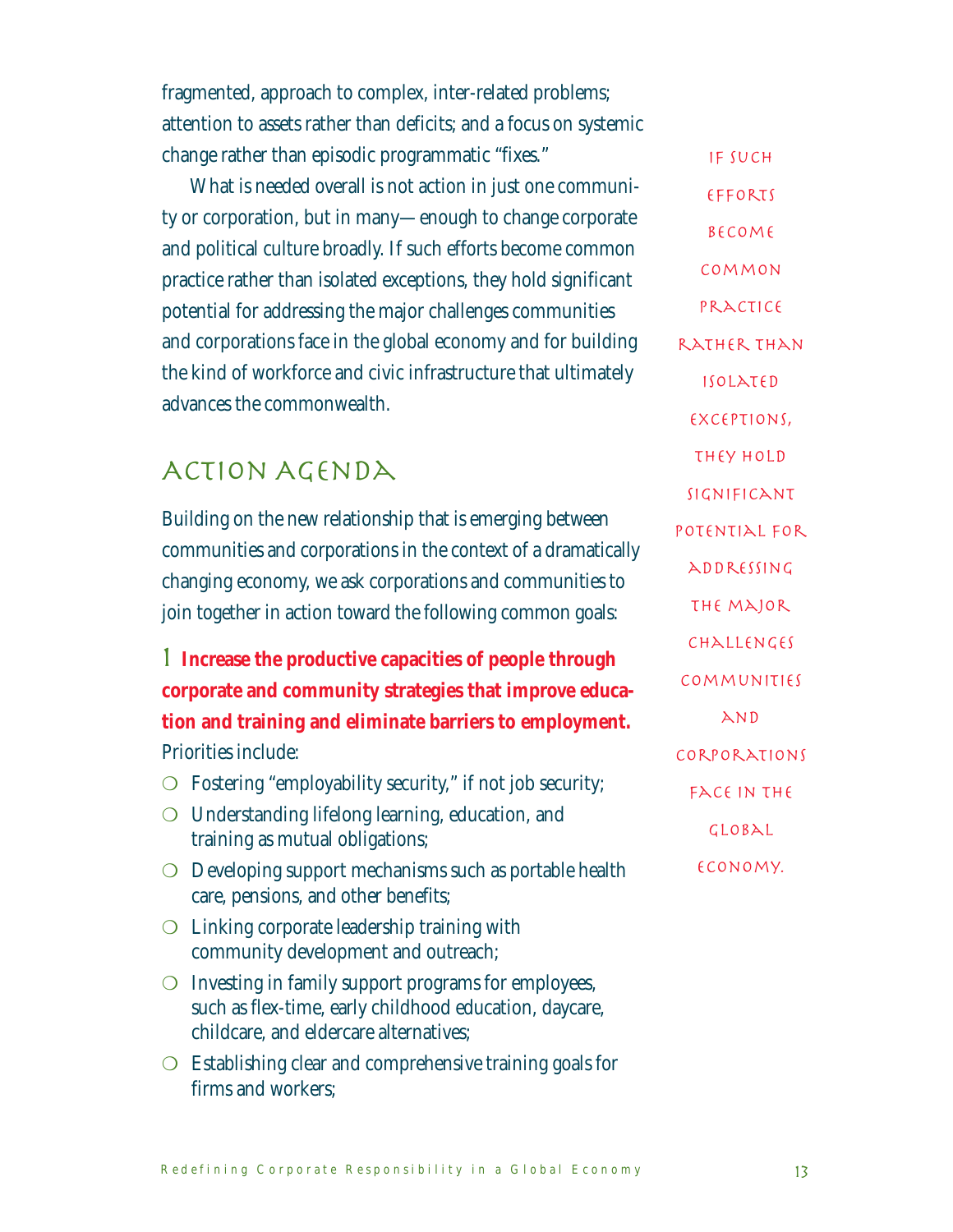fragmented, approach to complex, inter-related problems; attention to assets rather than deficits; and a focus on systemic change rather than episodic programmatic "fixes."

What is needed overall is not action in just one community or corporation, but in many—enough to change corporate and political culture broadly. If such efforts become common practice rather than isolated exceptions, they hold significant potential for addressing the major challenges communities and corporations face in the global economy and for building the kind of workforce and civic infrastructure that ultimately advances the commonwealth.

> If such efforts become common practice rather than isolated exceptions, they hold significant potential for addressing the major challenges communities and corporations face in the global economy.

## Action Agenda

Building on the new relationship that is emerging between communities and corporations in the context of a dramatically changing economy, we ask corporations and communities to join together in action toward the following common goals:

**1 Increase the productive capacities of people through corporate and community strategies that improve education and training and eliminate barriers to employment.** Priorities include:

- Fostering "employability security," if not job security;
- Understanding lifelong learning, education, and training as mutual obligations;
- Developing support mechanisms such as portable health care, pensions, and other benefits;
- Linking corporate leadership training with community development and outreach;
- Investing in family support programs for employees, such as flex-time, early childhood education, daycare, childcare, and eldercare alternatives;
- Establishing clear and comprehensive training goals for firms and workers;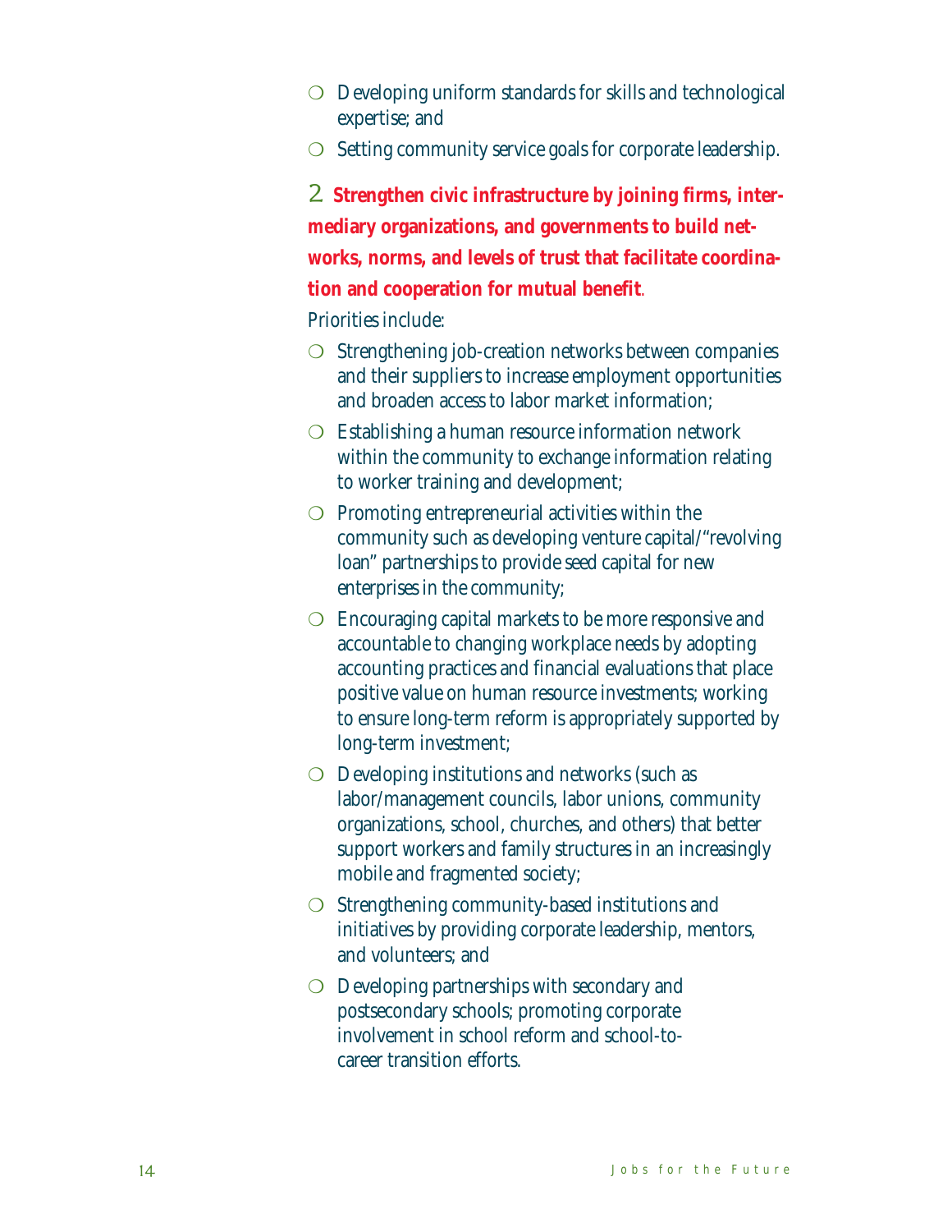- Developing uniform standards for skills and technological expertise; and
- Setting community service goals for corporate leadership.

2. **Strengthen civic infrastructure by joining firms, intermediary organizations, and governments to build networks, norms, and levels of trust that facilitate coordination and cooperation for mutual benefit**.

Priorities include:

- Strengthening job-creation networks between companies and their suppliers to increase employment opportunities and broaden access to labor market information;
- Establishing a human resource information network within the community to exchange information relating to worker training and development;
- Promoting entrepreneurial activities within the community such as developing venture capital/"revolving loan" partnerships to provide seed capital for new enterprises in the community;
- Encouraging capital markets to be more responsive and accountable to changing workplace needs by adopting accounting practices and financial evaluations that place positive value on human resource investments; working to ensure long-term reform is appropriately supported by long-term investment;
- Developing institutions and networks (such as labor/management councils, labor unions, community organizations, school, churches, and others) that better support workers and family structures in an increasingly mobile and fragmented society;
- Strengthening community-based institutions and initiatives by providing corporate leadership, mentors, and volunteers; and
- Developing partnerships with secondary and postsecondary schools; promoting corporate involvement in school reform and school-to-career transition efforts.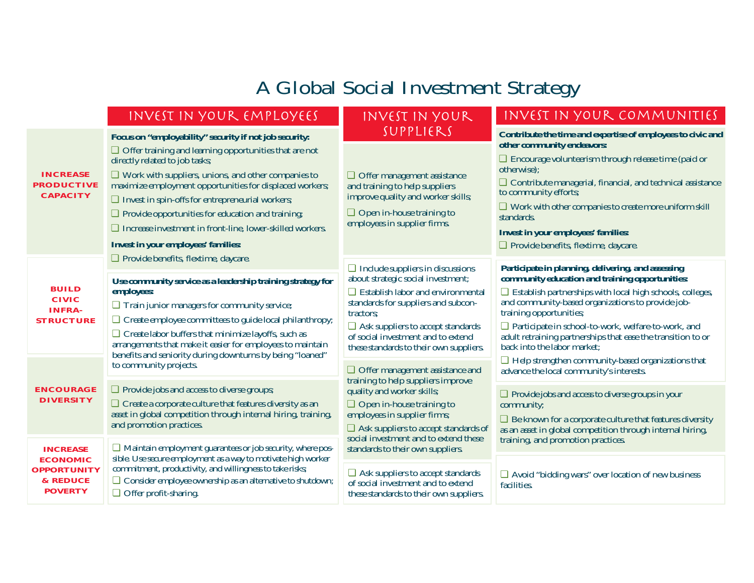# A Global Social Investment Strategy

| | INVEST IN YOUR EMPLOYEES | INVEST IN YOUR SUPPLIERS | INVEST IN YOUR COMMUNITIES |
|---|---|---|---|
| **INCREASE PRODUCTIVE CAPACITY** | **Focus on "employability" security if not job security:**<br>❑ Offer training and learning opportunities that are not directly related to job tasks;<br>❑ Work with suppliers, unions, and other companies to maximize employment opportunities for displaced workers;<br>❑ Invest in spin-offs for entrepreneurial workers;<br>❑ Provide opportunities for education and training;<br>❑ Increase investment in front-line, lower-skilled workers.<br>**Invest in your employees' families:**<br>❑ Provide benefits, flextime, daycare. | ❑ Offer management assistance and training to help suppliers improve quality and worker skills;<br>❑ Open in-house training to employees in supplier firms. | **Contribute the time and expertise of employees to civic and other community endeavors:**<br>❑ Encourage volunteerism through release time (paid or otherwise);<br>❑ Contribute managerial, financial, and technical assistance to community efforts;<br>❑ Work with other companies to create more uniform skill standards.<br>**Invest in your employees' families:**<br>❑ Provide benefits, flextime, daycare. |
| **BUILD CIVIC INFRA-STRUCTURE** | **Use community service as a leadership training strategy for employees:**<br>❑ Train junior managers for community service;<br>❑ Create employee committees to guide local philanthropy;<br>❑ Create labor buffers that minimize layoffs, such as arrangements that make it easier for employees to maintain benefits and seniority during downturns by being "loaned" to community projects. | ❑ Include suppliers in discussions about strategic social investment;<br>❑ Establish labor and environmental standards for suppliers and subcontractors;<br>❑ Ask suppliers to accept standards of social investment and to extend these standards to their own suppliers. | **Participate in planning, delivering, and assessing community education and training opportunities:**<br>❑ Establish partnerships with local high schools, colleges, and community-based organizations to provide job-training opportunities;<br>❑ Participate in school-to-work, welfare-to-work, and adult retraining partnerships that ease the transition to or back into the labor market;<br>❑ Help strengthen community-based organizations that advance the local community's interests. |
| **ENCOURAGE DIVERSITY** | ❑ Provide jobs and access to diverse groups;<br>❑ Create a corporate culture that features diversity as an asset in global competition through internal hiring, training, and promotion practices. | ❑ Offer management assistance and training to help suppliers improve quality and worker skills;<br>❑ Open in-house training to employees in supplier firms;<br>❑ Ask suppliers to accept standards of social investment and to extend these standards to their own suppliers. | ❑ Provide jobs and access to diverse groups in your community;<br>❑ Be known for a corporate culture that features diversity as an asset in global competition through internal hiring, training, and promotion practices. |
| **INCREASE ECONOMIC OPPORTUNITY & REDUCE POVERTY** | ❑ Maintain employment guarantees or job security, where possible. Use secure employment as a way to motivate high worker commitment, productivity, and willingness to take risks;<br>❑ Consider employee ownership as an alternative to shutdown;<br>❑ Offer profit-sharing. | ❑ Ask suppliers to accept standards of social investment and to extend these standards to their own suppliers. | ❑ Avoid "bidding wars" over location of new business facilities. |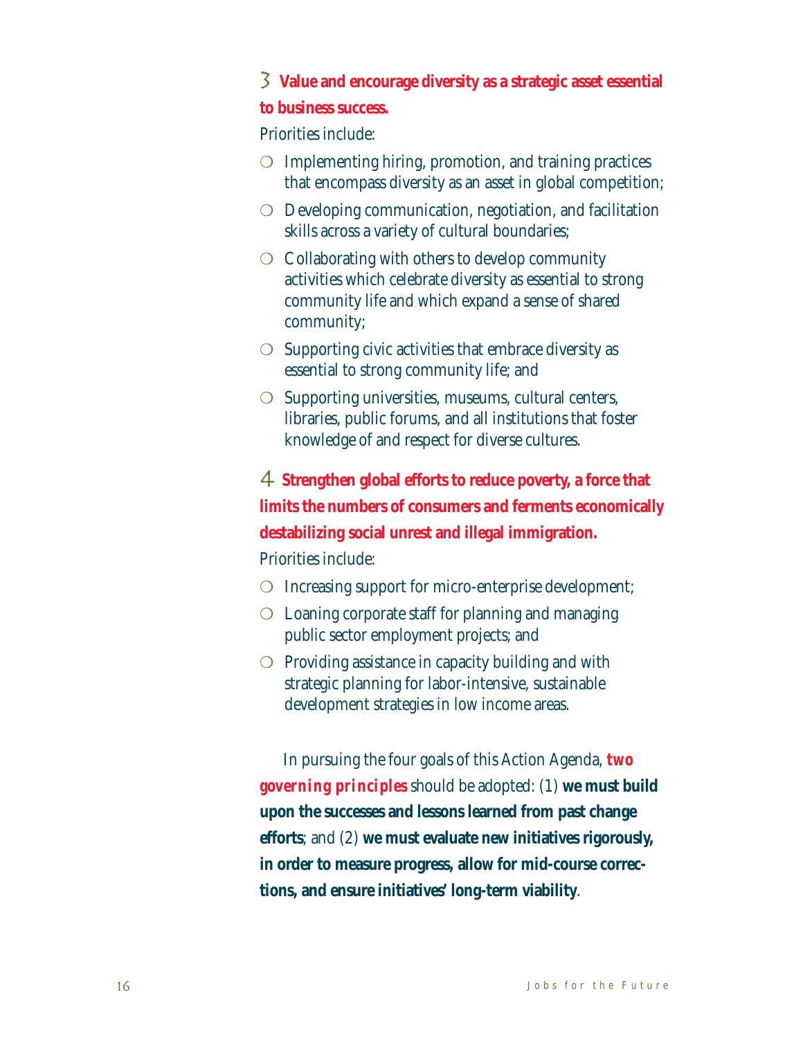### 3 Value and encourage diversity as a strategic asset essential to business success.

Priorities include:

- Implementing hiring, promotion, and training practices that encompass diversity as an asset in global competition;
- Developing communication, negotiation, and facilitation skills across a variety of cultural boundaries;
- Collaborating with others to develop community activities which celebrate diversity as essential to strong community life and which expand a sense of shared community;
- Supporting civic activities that embrace diversity as essential to strong community life; and
- Supporting universities, museums, cultural centers, libraries, public forums, and all institutions that foster knowledge of and respect for diverse cultures.

### 4 Strengthen global efforts to reduce poverty, a force that limits the numbers of consumers and ferments economically destabilizing social unrest and illegal immigration.

Priorities include:

- Increasing support for micro-enterprise development;
- Loaning corporate staff for planning and managing public sector employment projects; and
- Providing assistance in capacity building and with strategic planning for labor-intensive, sustainable development strategies in low income areas.

In pursuing the four goals of this Action Agenda, ***two governing principles*** should be adopted: (1) **we must build upon the successes and lessons learned from past change efforts**; and (2) **we must evaluate new initiatives rigorously, in order to measure progress, allow for mid-course corrections, and ensure initiatives' long-term viability**.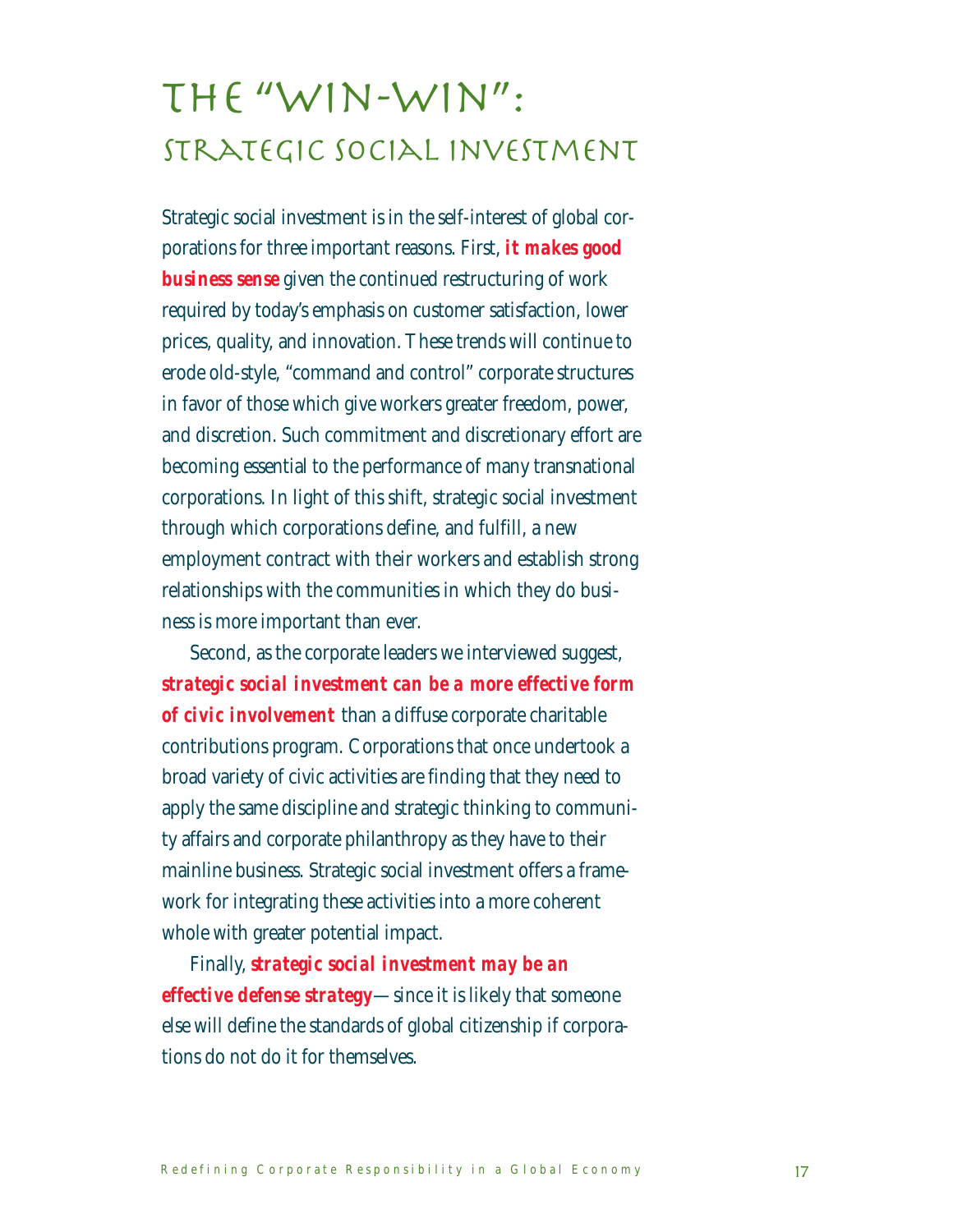# The "Win-Win": Strategic Social Investment

Strategic social investment is in the self-interest of global corporations for three important reasons. First, ***it makes good business sense*** given the continued restructuring of work required by today's emphasis on customer satisfaction, lower prices, quality, and innovation. These trends will continue to erode old-style, "command and control" corporate structures in favor of those which give workers greater freedom, power, and discretion. Such commitment and discretionary effort are becoming essential to the performance of many transnational corporations. In light of this shift, strategic social investment through which corporations define, and fulfill, a new employment contract with their workers and establish strong relationships with the communities in which they do business is more important than ever.

Second, as the corporate leaders we interviewed suggest, ***strategic social investment can be a more effective form of civic involvement*** than a diffuse corporate charitable contributions program. Corporations that once undertook a broad variety of civic activities are finding that they need to apply the same discipline and strategic thinking to community affairs and corporate philanthropy as they have to their mainline business. Strategic social investment offers a framework for integrating these activities into a more coherent whole with greater potential impact.

Finally, ***strategic social investment may be an effective defense strategy***—since it is likely that someone else will define the standards of global citizenship if corporations do not do it for themselves.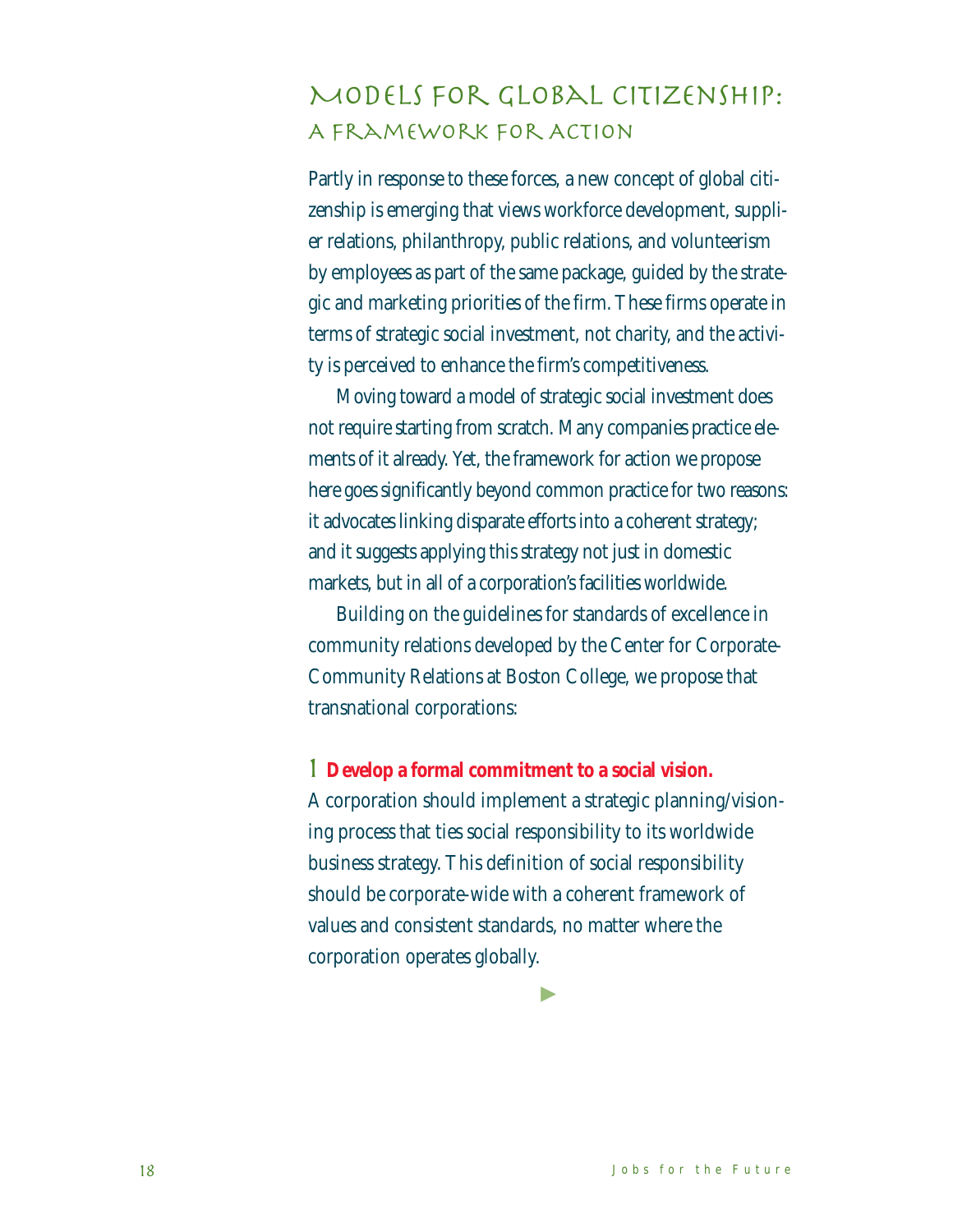## Models for Global Citizenship: A Framework for Action

Partly in response to these forces, a new concept of global citizenship is emerging that views workforce development, supplier relations, philanthropy, public relations, and volunteerism by employees as part of the same package, guided by the strategic and marketing priorities of the firm. These firms operate in terms of strategic social investment, not charity, and the activity is perceived to enhance the firm's competitiveness.

Moving toward a model of strategic social investment does not require starting from scratch. Many companies practice elements of it already. Yet, the framework for action we propose here goes significantly beyond common practice for two reasons: it advocates linking disparate efforts into a coherent strategy; and it suggests applying this strategy not just in domestic markets, but in all of a corporation's facilities worldwide.

Building on the guidelines for standards of excellence in community relations developed by the Center for Corporate-Community Relations at Boston College, we propose that transnational corporations:

1 **Develop a formal commitment to a social vision.**
A corporation should implement a strategic planning/visioning process that ties social responsibility to its worldwide business strategy. This definition of social responsibility should be corporate-wide with a coherent framework of values and consistent standards, no matter where the corporation operates globally.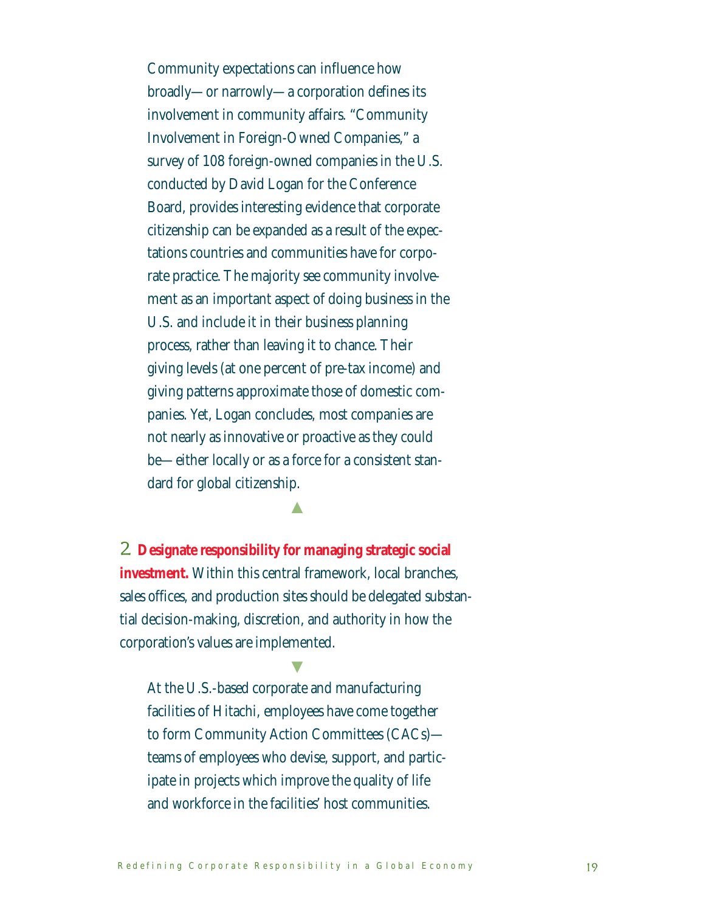Community expectations can influence how broadly—or narrowly—a corporation defines its involvement in community affairs. "Community Involvement in Foreign-Owned Companies," a survey of 108 foreign-owned companies in the U.S. conducted by David Logan for the Conference Board, provides interesting evidence that corporate citizenship can be expanded as a result of the expectations countries and communities have for corporate practice. The majority see community involvement as an important aspect of doing business in the U.S. and include it in their business planning process, rather than leaving it to chance. Their giving levels (at one percent of pre-tax income) and giving patterns approximate those of domestic companies. Yet, Logan concludes, most companies are not nearly as innovative or proactive as they could be—either locally or as a force for a consistent standard for global citizenship.

2. **Designate responsibility for managing strategic social investment.** Within this central framework, local branches, sales offices, and production sites should be delegated substantial decision-making, discretion, and authority in how the corporation's values are implemented.

At the U.S.-based corporate and manufacturing facilities of Hitachi, employees have come together to form Community Action Committees (CACs)—teams of employees who devise, support, and participate in projects which improve the quality of life and workforce in the facilities' host communities.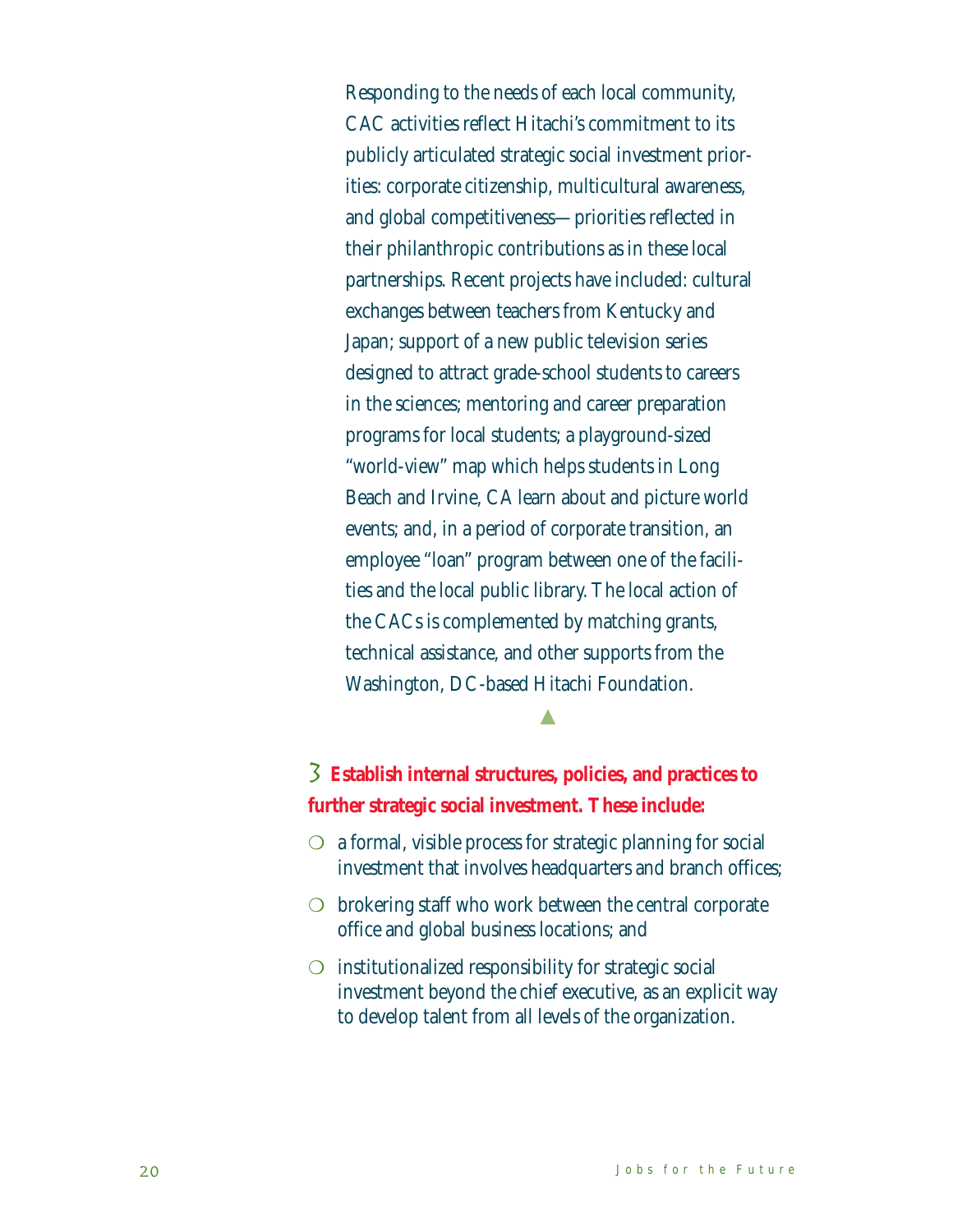Responding to the needs of each local community, CAC activities reflect Hitachi's commitment to its publicly articulated strategic social investment priorities: corporate citizenship, multicultural awareness, and global competitiveness—priorities reflected in their philanthropic contributions as in these local partnerships. Recent projects have included: cultural exchanges between teachers from Kentucky and Japan; support of a new public television series designed to attract grade-school students to careers in the sciences; mentoring and career preparation programs for local students; a playground-sized "world-view" map which helps students in Long Beach and Irvine, CA learn about and picture world events; and, in a period of corporate transition, an employee "loan" program between one of the facilities and the local public library. The local action of the CACs is complemented by matching grants, technical assistance, and other supports from the Washington, DC-based Hitachi Foundation.

▲

**3 Establish internal structures, policies, and practices to further strategic social investment. These include:**

- a formal, visible process for strategic planning for social investment that involves headquarters and branch offices;
- brokering staff who work between the central corporate office and global business locations; and
- institutionalized responsibility for strategic social investment beyond the chief executive, as an explicit way to develop talent from all levels of the organization.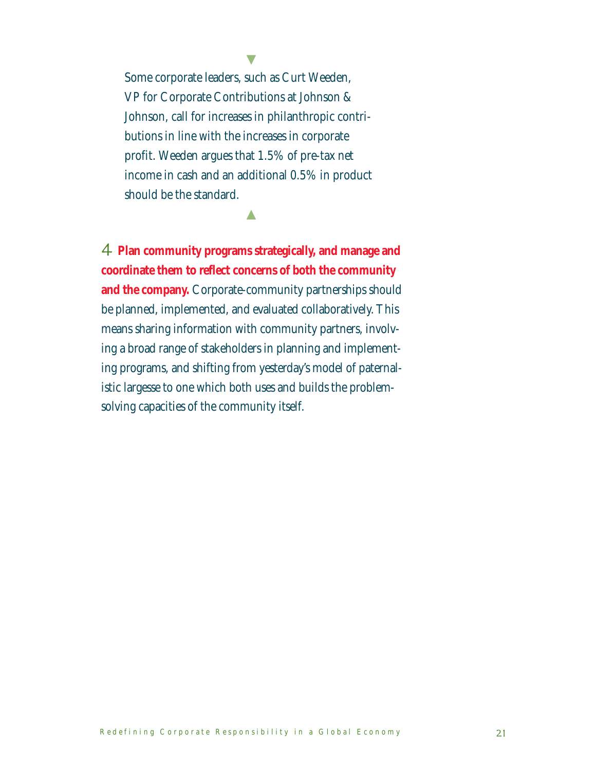> Some corporate leaders, such as Curt Weeden, VP for Corporate Contributions at Johnson & Johnson, call for increases in philanthropic contributions in line with the increases in corporate profit. Weeden argues that 1.5% of pre-tax net income in cash and an additional 0.5% in product should be the standard.

4 **Plan community programs strategically, and manage and coordinate them to reflect concerns of both the community and the company.** Corporate-community partnerships should be planned, implemented, and evaluated collaboratively. This means sharing information with community partners, involving a broad range of stakeholders in planning and implementing programs, and shifting from yesterday's model of paternalistic largesse to one which both uses and builds the problem-solving capacities of the community itself.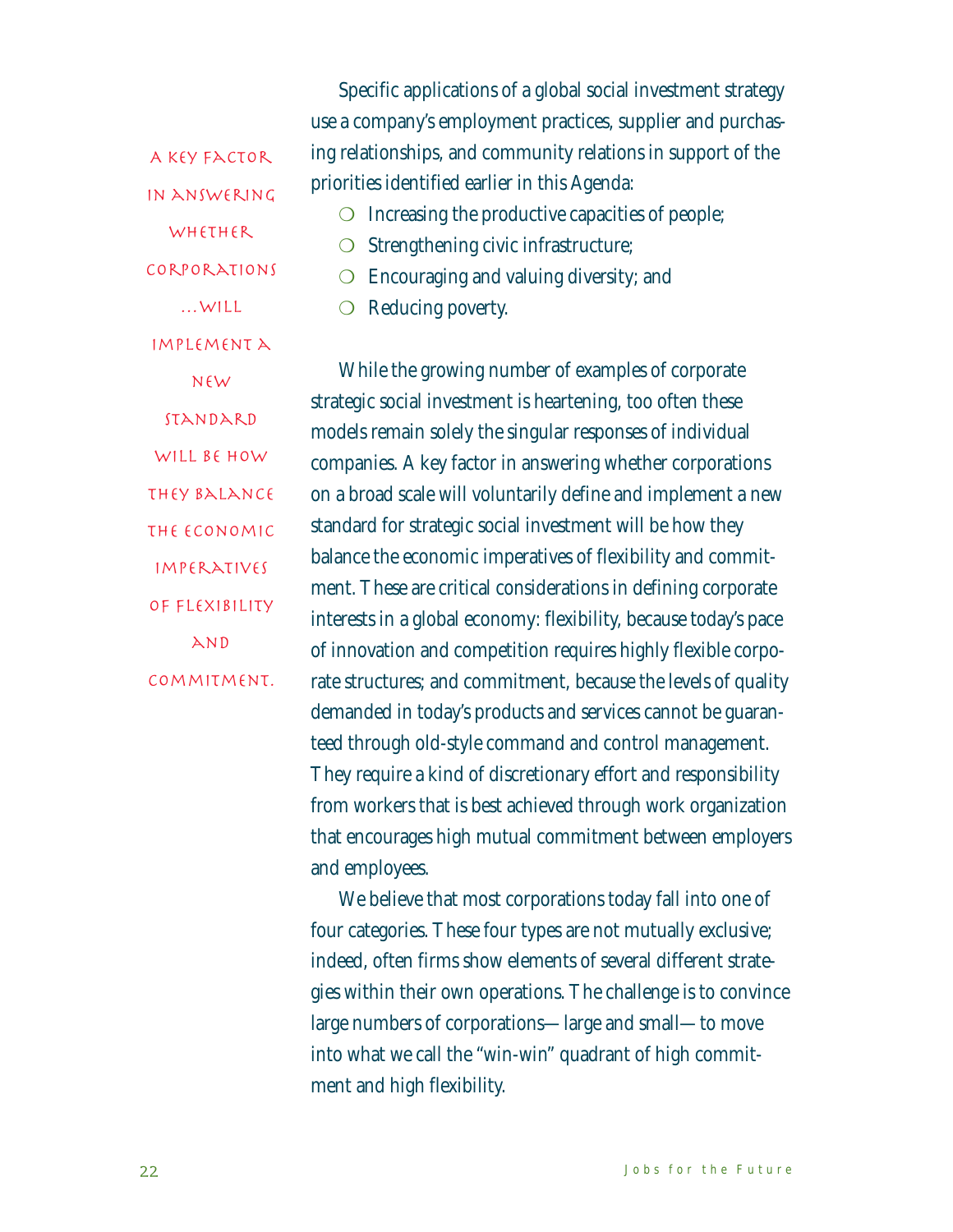> A key factor in answering whether corporations …will implement a new standard will be how they balance the economic imperatives of flexibility and commitment.

Specific applications of a global social investment strategy use a company's employment practices, supplier and purchasing relationships, and community relations in support of the priorities identified earlier in this Agenda:

- Increasing the productive capacities of people;
- Strengthening civic infrastructure;
- Encouraging and valuing diversity; and
- Reducing poverty.

While the growing number of examples of corporate strategic social investment is heartening, too often these models remain solely the singular responses of individual companies. A key factor in answering whether corporations on a broad scale will voluntarily define and implement a new standard for strategic social investment will be how they balance the economic imperatives of flexibility and commitment. These are critical considerations in defining corporate interests in a global economy: flexibility, because today's pace of innovation and competition requires highly flexible corporate structures; and commitment, because the levels of quality demanded in today's products and services cannot be guaranteed through old-style command and control management. They require a kind of discretionary effort and responsibility from workers that is best achieved through work organization that encourages high mutual commitment between employers and employees.

We believe that most corporations today fall into one of four categories. These four types are not mutually exclusive; indeed, often firms show elements of several different strategies within their own operations. The challenge is to convince large numbers of corporations—large and small—to move into what we call the "win-win" quadrant of high commitment and high flexibility.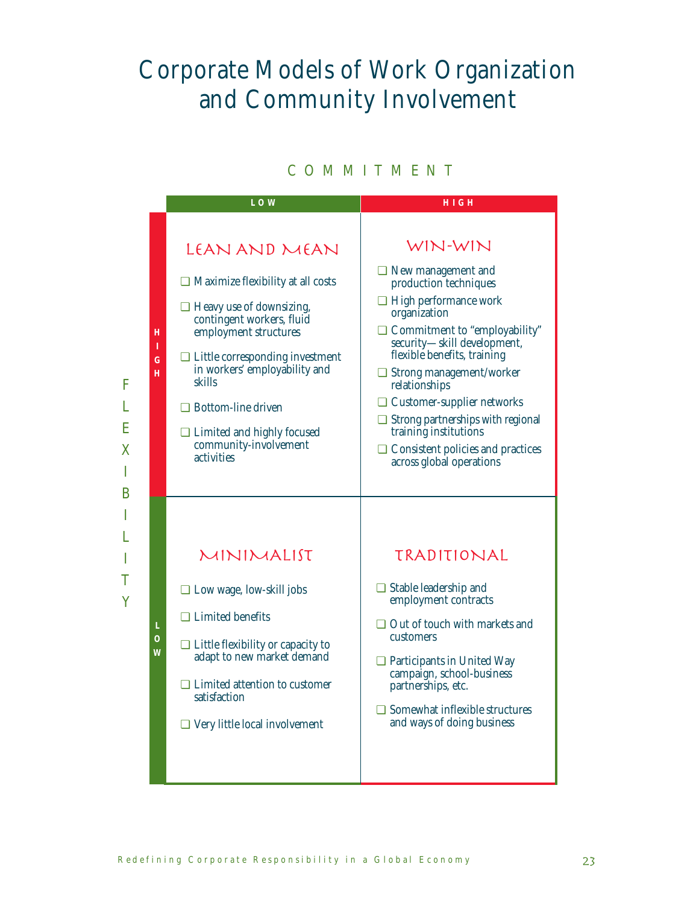# Corporate Models of Work Organization and Community Involvement

**COMMITMENT** (columns: Low / High) — **FLEXIBILITY** (rows: High / Low)

| | **Commitment: LOW** | **Commitment: HIGH** |
|---|---|---|
| **Flexibility: HIGH** | **LEAN AND MEAN**<br>❑ Maximize flexibility at all costs<br>❑ Heavy use of downsizing, contingent workers, fluid employment structures<br>❑ Little corresponding investment in workers' employability and skills<br>❑ Bottom-line driven<br>❑ Limited and highly focused community-involvement activities | **WIN-WIN**<br>❑ New management and production techniques<br>❑ High performance work organization<br>❑ Commitment to "employability" security—skill development, flexible benefits, training<br>❑ Strong management/worker relationships<br>❑ Customer-supplier networks<br>❑ Strong partnerships with regional training institutions<br>❑ Consistent policies and practices across global operations |
| **Flexibility: LOW** | **MINIMALIST**<br>❑ Low wage, low-skill jobs<br>❑ Limited benefits<br>❑ Little flexibility or capacity to adapt to new market demand<br>❑ Limited attention to customer satisfaction<br>❑ Very little local involvement | **TRADITIONAL**<br>❑ Stable leadership and employment contracts<br>❑ Out of touch with markets and customers<br>❑ Participants in United Way campaign, school-business partnerships, etc.<br>❑ Somewhat inflexible structures and ways of doing business |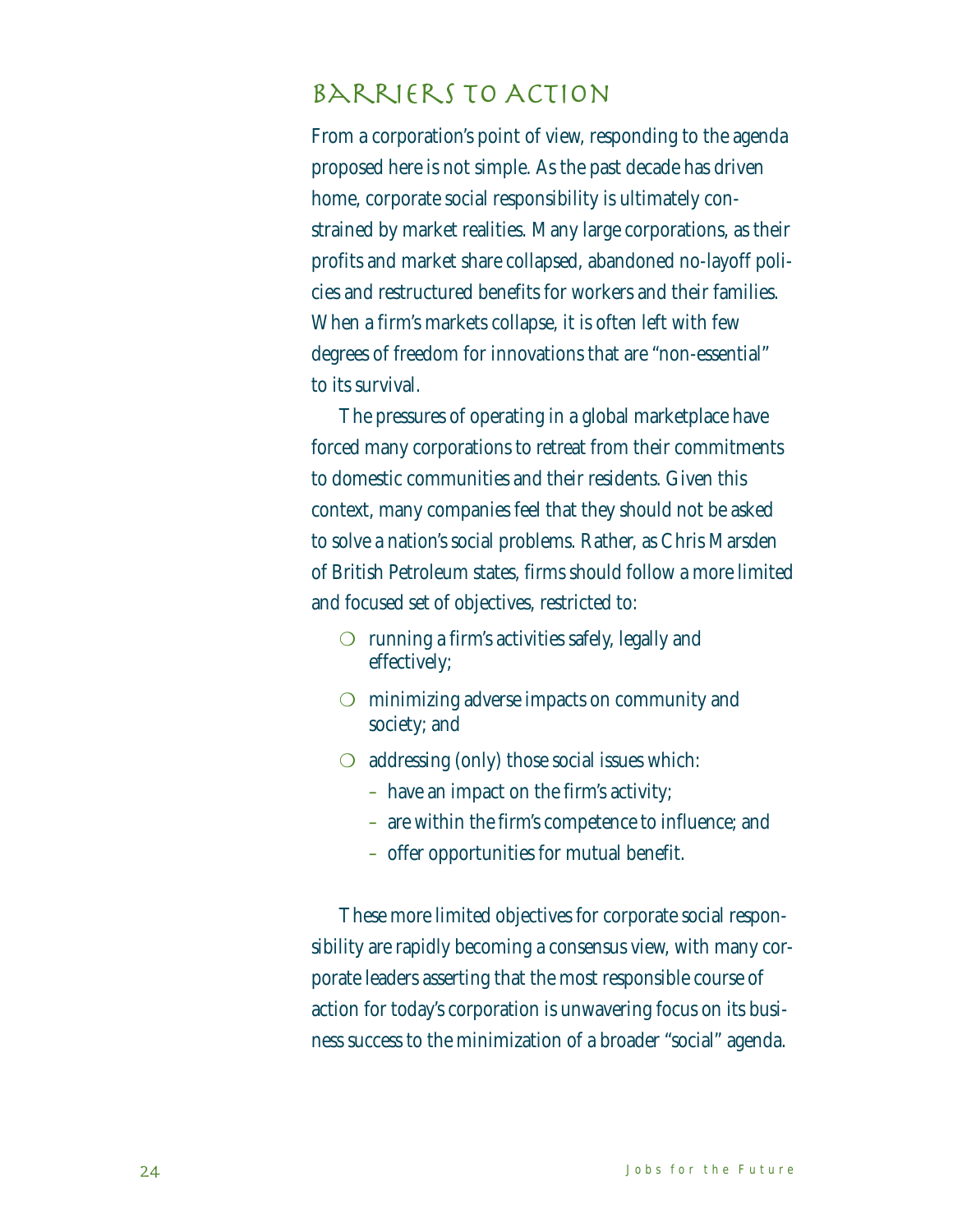## Barriers to Action

From a corporation's point of view, responding to the agenda proposed here is not simple. As the past decade has driven home, corporate social responsibility is ultimately constrained by market realities. Many large corporations, as their profits and market share collapsed, abandoned no-layoff policies and restructured benefits for workers and their families. When a firm's markets collapse, it is often left with few degrees of freedom for innovations that are "non-essential" to its survival.

The pressures of operating in a global marketplace have forced many corporations to retreat from their commitments to domestic communities and their residents. Given this context, many companies feel that they should not be asked to solve a nation's social problems. Rather, as Chris Marsden of British Petroleum states, firms should follow a more limited and focused set of objectives, restricted to:

- running a firm's activities safely, legally and effectively;
- minimizing adverse impacts on community and society; and
- addressing (only) those social issues which:
  - have an impact on the firm's activity;
  - are within the firm's competence to influence; and
  - offer opportunities for mutual benefit.

These more limited objectives for corporate social responsibility are rapidly becoming a consensus view, with many corporate leaders asserting that the most responsible course of action for today's corporation is unwavering focus on its business success to the minimization of a broader "social" agenda.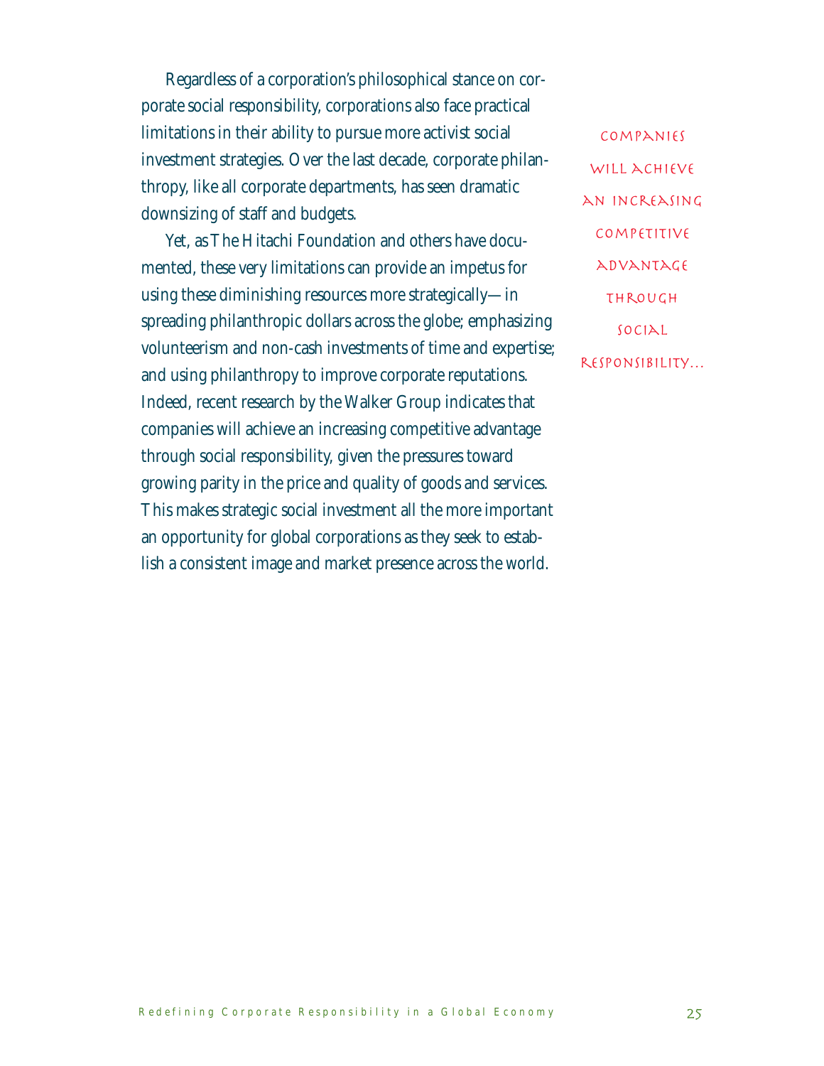Regardless of a corporation's philosophical stance on corporate social responsibility, corporations also face practical limitations in their ability to pursue more activist social investment strategies. Over the last decade, corporate philanthropy, like all corporate departments, has seen dramatic downsizing of staff and budgets.

Yet, as The Hitachi Foundation and others have documented, these very limitations can provide an impetus for using these diminishing resources more strategically—in spreading philanthropic dollars across the globe; emphasizing volunteerism and non-cash investments of time and expertise; and using philanthropy to improve corporate reputations. Indeed, recent research by the Walker Group indicates that companies will achieve an increasing competitive advantage through social responsibility, given the pressures toward growing parity in the price and quality of goods and services. This makes strategic social investment all the more important an opportunity for global corporations as they seek to establish a consistent image and market presence across the world.

COMPANIES WILL ACHIEVE AN INCREASING COMPETITIVE ADVANTAGE THROUGH SOCIAL RESPONSIBILITY...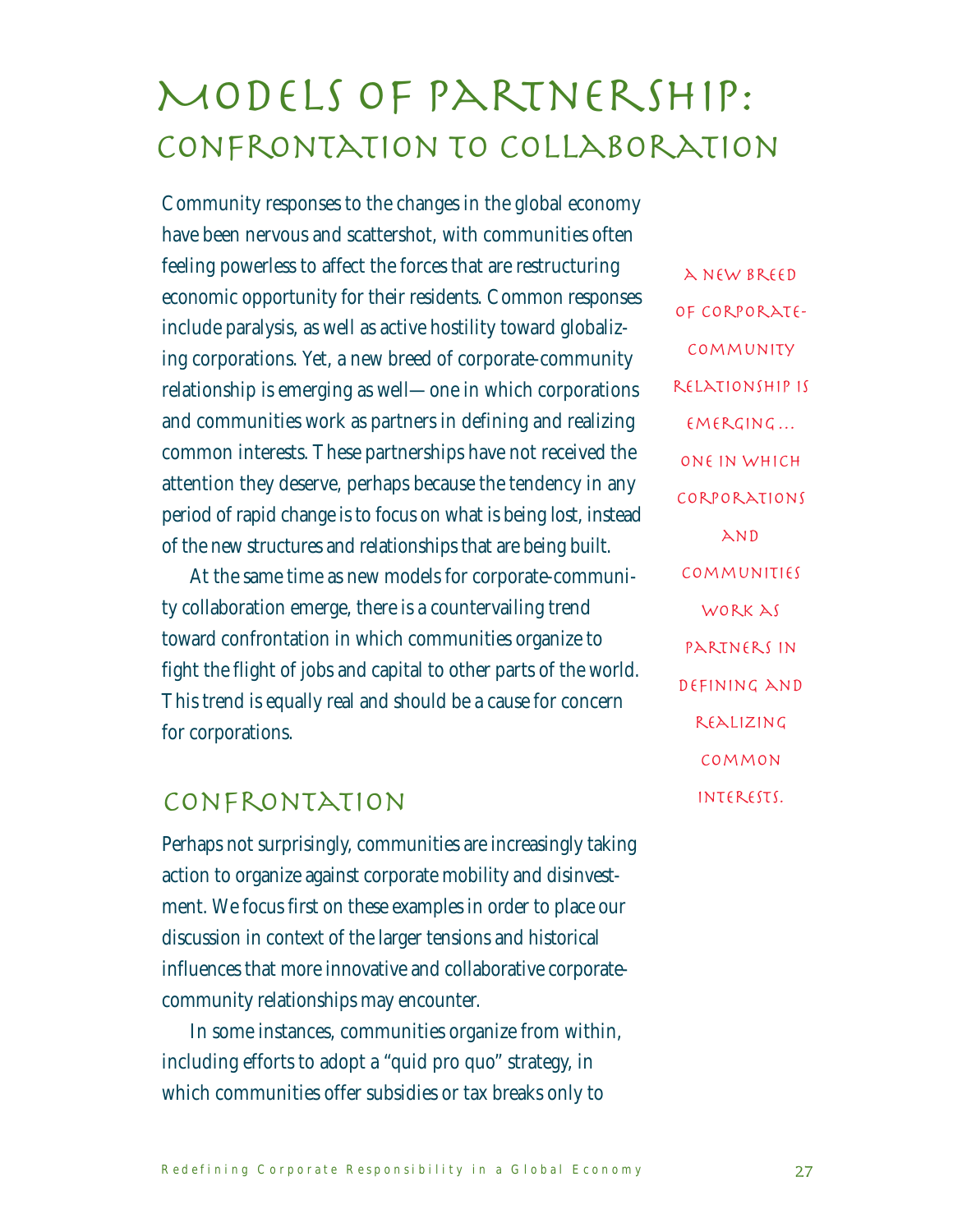# Models of Partnership: Confrontation to Collaboration

Community responses to the changes in the global economy have been nervous and scattershot, with communities often feeling powerless to affect the forces that are restructuring economic opportunity for their residents. Common responses include paralysis, as well as active hostility toward globalizing corporations. Yet, a new breed of corporate-community relationship is emerging as well—one in which corporations and communities work as partners in defining and realizing common interests. These partnerships have not received the attention they deserve, perhaps because the tendency in any period of rapid change is to focus on what is being lost, instead of the new structures and relationships that are being built.

At the same time as new models for corporate-community collaboration emerge, there is a countervailing trend toward confrontation in which communities organize to fight the flight of jobs and capital to other parts of the world. This trend is equally real and should be a cause for concern for corporations.

> A new breed of corporate-community relationship is emerging… one in which corporations and communities work as partners in defining and realizing common interests.

## Confrontation

Perhaps not surprisingly, communities are increasingly taking action to organize against corporate mobility and disinvestment. We focus first on these examples in order to place our discussion in context of the larger tensions and historical influences that more innovative and collaborative corporate-community relationships may encounter.

In some instances, communities organize from within, including efforts to adopt a "quid pro quo" strategy, in which communities offer subsidies or tax breaks only to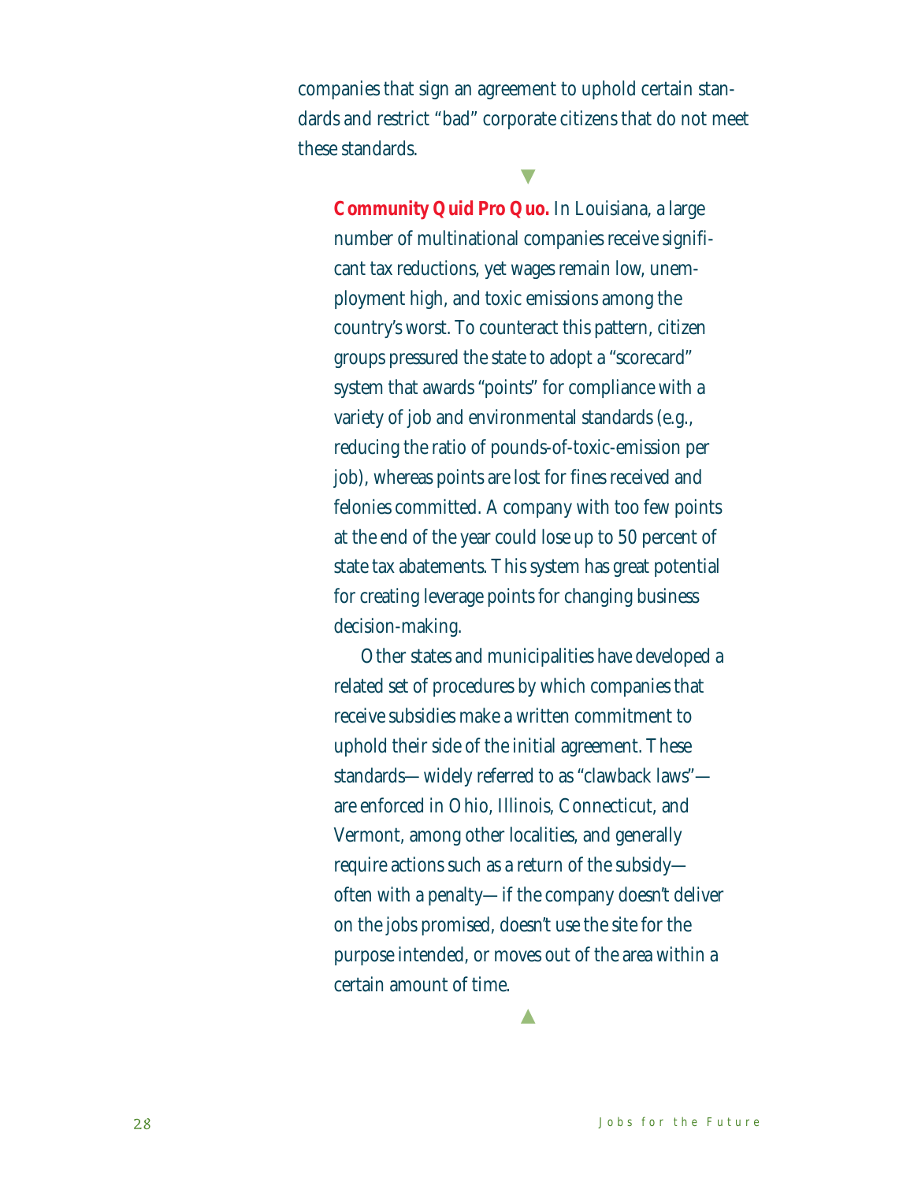companies that sign an agreement to uphold certain standards and restrict "bad" corporate citizens that do not meet these standards.

**Community Quid Pro Quo.** In Louisiana, a large number of multinational companies receive significant tax reductions, yet wages remain low, unemployment high, and toxic emissions among the country's worst. To counteract this pattern, citizen groups pressured the state to adopt a "scorecard" system that awards "points" for compliance with a variety of job and environmental standards (e.g., reducing the ratio of pounds-of-toxic-emission per job), whereas points are lost for fines received and felonies committed. A company with too few points at the end of the year could lose up to 50 percent of state tax abatements. This system has great potential for creating leverage points for changing business decision-making.

Other states and municipalities have developed a related set of procedures by which companies that receive subsidies make a written commitment to uphold their side of the initial agreement. These standards—widely referred to as "clawback laws"—are enforced in Ohio, Illinois, Connecticut, and Vermont, among other localities, and generally require actions such as a return of the subsidy—often with a penalty—if the company doesn't deliver on the jobs promised, doesn't use the site for the purpose intended, or moves out of the area within a certain amount of time.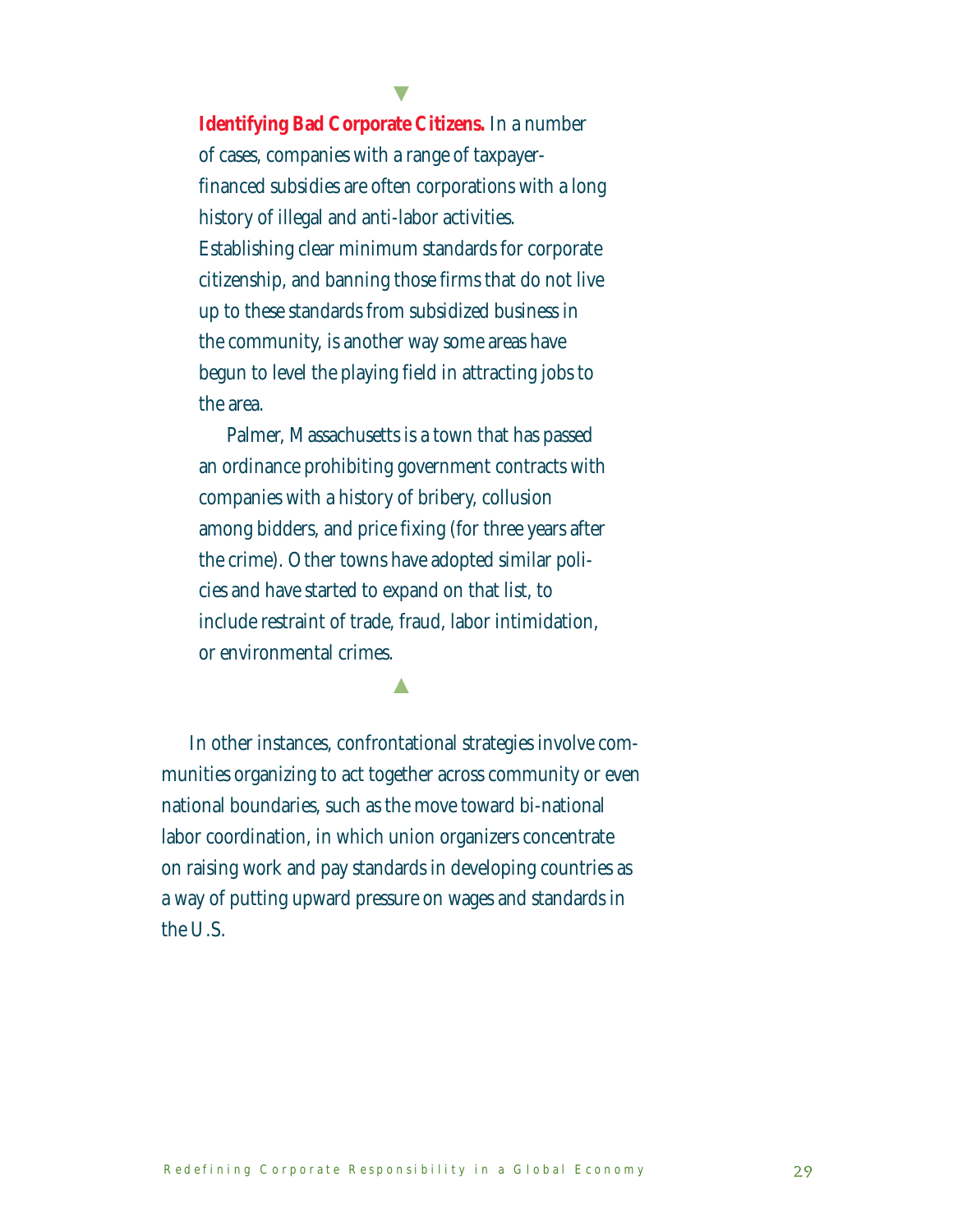**Identifying Bad Corporate Citizens.** In a number of cases, companies with a range of taxpayer-financed subsidies are often corporations with a long history of illegal and anti-labor activities. Establishing clear minimum standards for corporate citizenship, and banning those firms that do not live up to these standards from subsidized business in the community, is another way some areas have begun to level the playing field in attracting jobs to the area.

Palmer, Massachusetts is a town that has passed an ordinance prohibiting government contracts with companies with a history of bribery, collusion among bidders, and price fixing (for three years after the crime). Other towns have adopted similar policies and have started to expand on that list, to include restraint of trade, fraud, labor intimidation, or environmental crimes.

In other instances, confrontational strategies involve communities organizing to act together across community or even national boundaries, such as the move toward bi-national labor coordination, in which union organizers concentrate on raising work and pay standards in developing countries as a way of putting upward pressure on wages and standards in the U.S.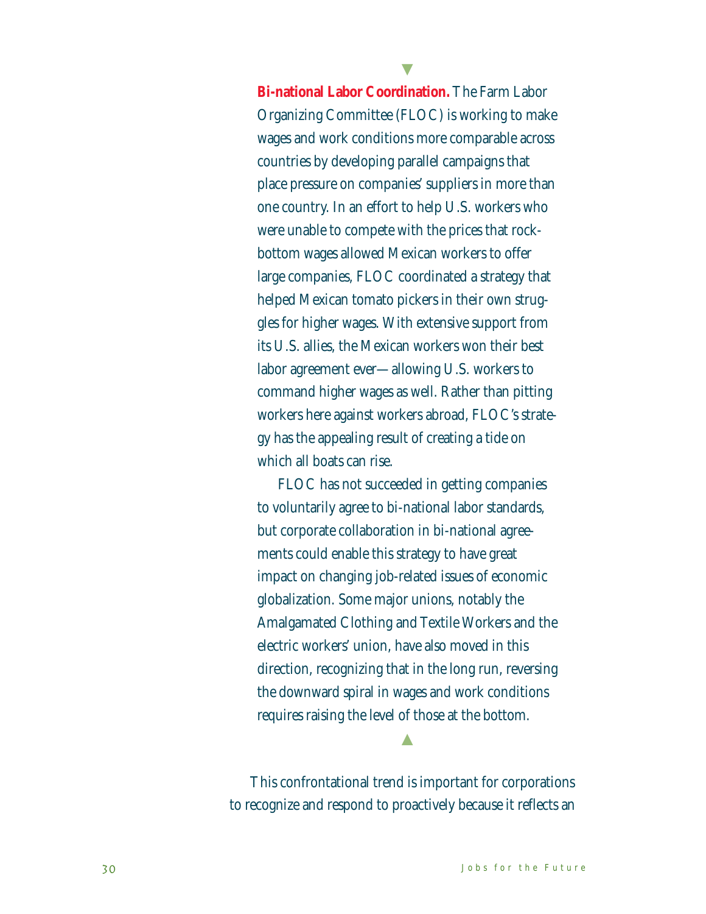**Bi-national Labor Coordination.** The Farm Labor Organizing Committee (FLOC) is working to make wages and work conditions more comparable across countries by developing parallel campaigns that place pressure on companies' suppliers in more than one country. In an effort to help U.S. workers who were unable to compete with the prices that rock-bottom wages allowed Mexican workers to offer large companies, FLOC coordinated a strategy that helped Mexican tomato pickers in their own struggles for higher wages. With extensive support from its U.S. allies, the Mexican workers won their best labor agreement ever—allowing U.S. workers to command higher wages as well. Rather than pitting workers here against workers abroad, FLOC's strategy has the appealing result of creating a tide on which all boats can rise.

FLOC has not succeeded in getting companies to voluntarily agree to bi-national labor standards, but corporate collaboration in bi-national agreements could enable this strategy to have great impact on changing job-related issues of economic globalization. Some major unions, notably the Amalgamated Clothing and Textile Workers and the electric workers' union, have also moved in this direction, recognizing that in the long run, reversing the downward spiral in wages and work conditions requires raising the level of those at the bottom.

This confrontational trend is important for corporations to recognize and respond to proactively because it reflects an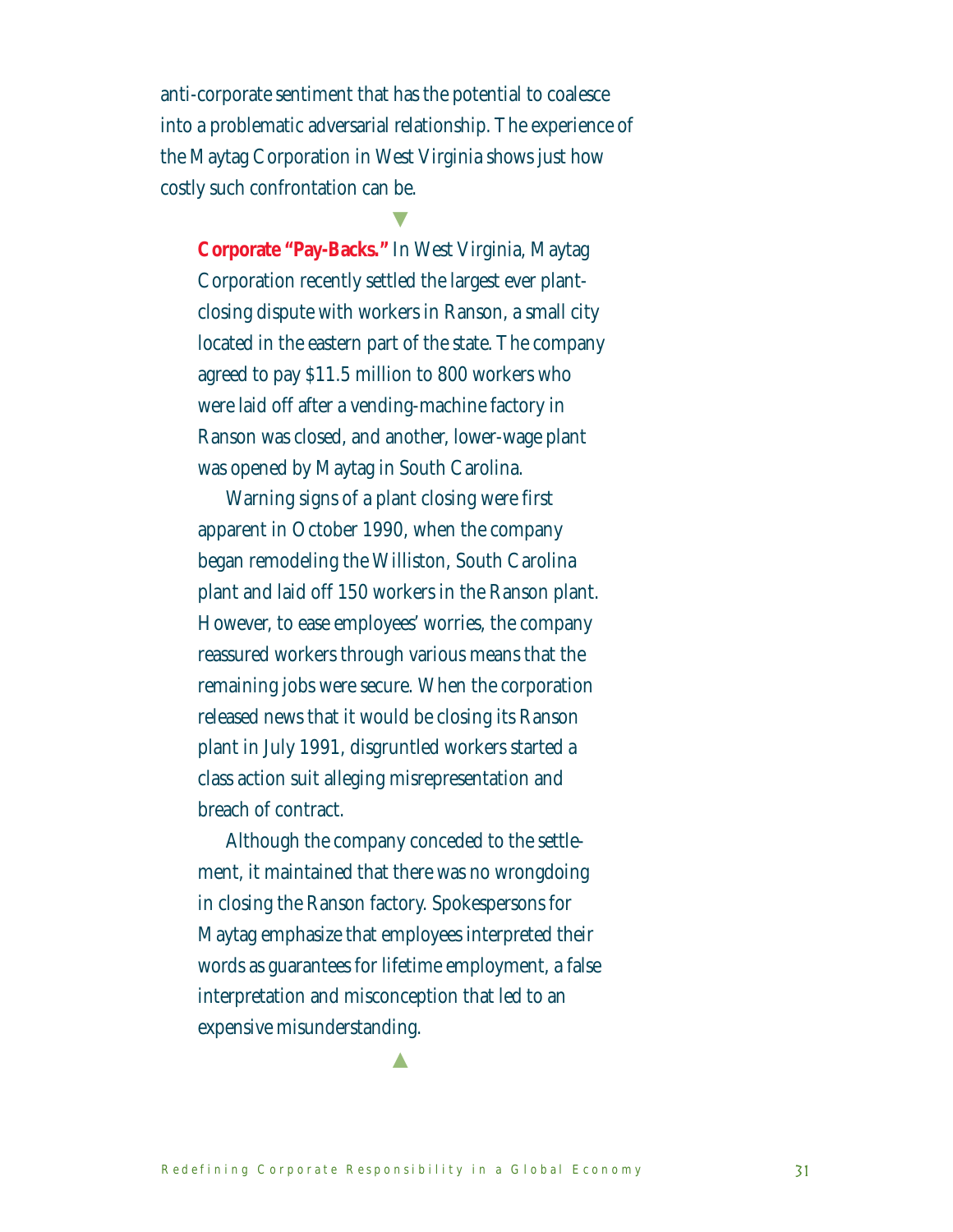anti-corporate sentiment that has the potential to coalesce into a problematic adversarial relationship. The experience of the Maytag Corporation in West Virginia shows just how costly such confrontation can be.

▼

**Corporate "Pay-Backs."** In West Virginia, Maytag Corporation recently settled the largest ever plant-closing dispute with workers in Ranson, a small city located in the eastern part of the state. The company agreed to pay $11.5 million to 800 workers who were laid off after a vending-machine factory in Ranson was closed, and another, lower-wage plant was opened by Maytag in South Carolina.

Warning signs of a plant closing were first apparent in October 1990, when the company began remodeling the Williston, South Carolina plant and laid off 150 workers in the Ranson plant. However, to ease employees' worries, the company reassured workers through various means that the remaining jobs were secure. When the corporation released news that it would be closing its Ranson plant in July 1991, disgruntled workers started a class action suit alleging misrepresentation and breach of contract.

Although the company conceded to the settlement, it maintained that there was no wrongdoing in closing the Ranson factory. Spokespersons for Maytag emphasize that employees interpreted their words as guarantees for lifetime employment, a false interpretation and misconception that led to an expensive misunderstanding.

▲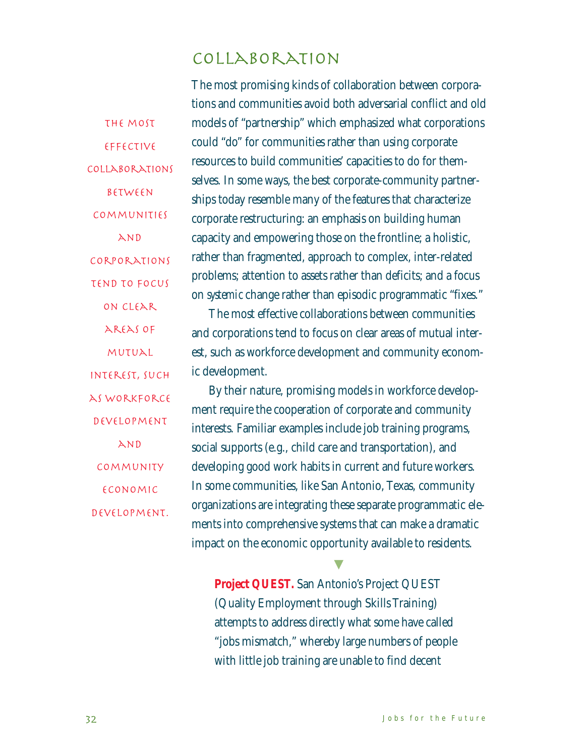## Collaboration

The most effective collaborations between communities and corporations tend to focus on clear areas of mutual interest, such as workforce development and community economic development.

The most promising kinds of collaboration between corporations and communities avoid both adversarial conflict and old models of "partnership" which emphasized what corporations could "do" for communities rather than using corporate resources to build communities' capacities to do for themselves. In some ways, the best corporate-community partnerships today resemble many of the features that characterize corporate restructuring: an emphasis on building human capacity and empowering those on the frontline; a holistic, rather than fragmented, approach to complex, inter-related problems; attention to assets rather than deficits; and a focus on systemic change rather than episodic programmatic "fixes."

The most effective collaborations between communities and corporations tend to focus on clear areas of mutual interest, such as workforce development and community economic development.

By their nature, promising models in workforce development require the cooperation of corporate and community interests. Familiar examples include job training programs, social supports (e.g., child care and transportation), and developing good work habits in current and future workers. In some communities, like San Antonio, Texas, community organizations are integrating these separate programmatic elements into comprehensive systems that can make a dramatic impact on the economic opportunity available to residents.

**Project QUEST.** San Antonio's Project QUEST (Quality Employment through Skills Training) attempts to address directly what some have called "jobs mismatch," whereby large numbers of people with little job training are unable to find decent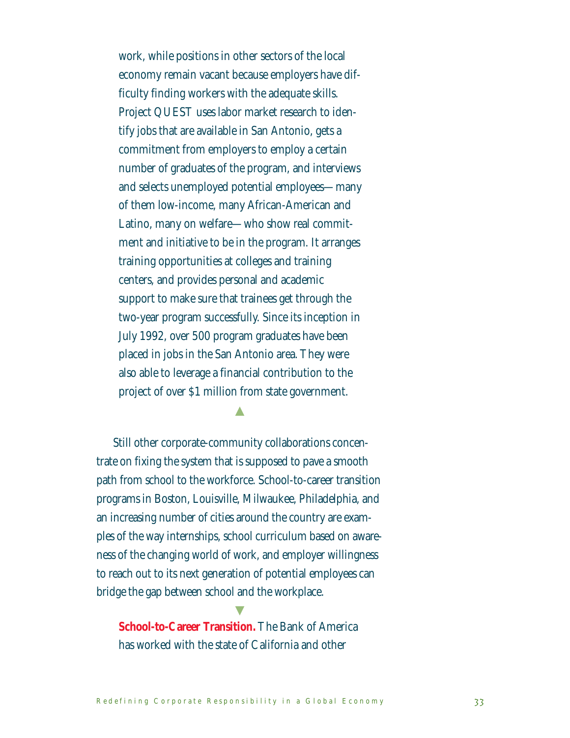work, while positions in other sectors of the local economy remain vacant because employers have difficulty finding workers with the adequate skills. Project QUEST uses labor market research to identify jobs that are available in San Antonio, gets a commitment from employers to employ a certain number of graduates of the program, and interviews and selects unemployed potential employees—many of them low-income, many African-American and Latino, many on welfare—who show real commitment and initiative to be in the program. It arranges training opportunities at colleges and training centers, and provides personal and academic support to make sure that trainees get through the two-year program successfully. Since its inception in July 1992, over 500 program graduates have been placed in jobs in the San Antonio area. They were also able to leverage a financial contribution to the project of over $1 million from state government.

▲

Still other corporate-community collaborations concentrate on fixing the system that is supposed to pave a smooth path from school to the workforce. School-to-career transition programs in Boston, Louisville, Milwaukee, Philadelphia, and an increasing number of cities around the country are examples of the way internships, school curriculum based on awareness of the changing world of work, and employer willingness to reach out to its next generation of potential employees can bridge the gap between school and the workplace.

▼

**School-to-Career Transition.** The Bank of America has worked with the state of California and other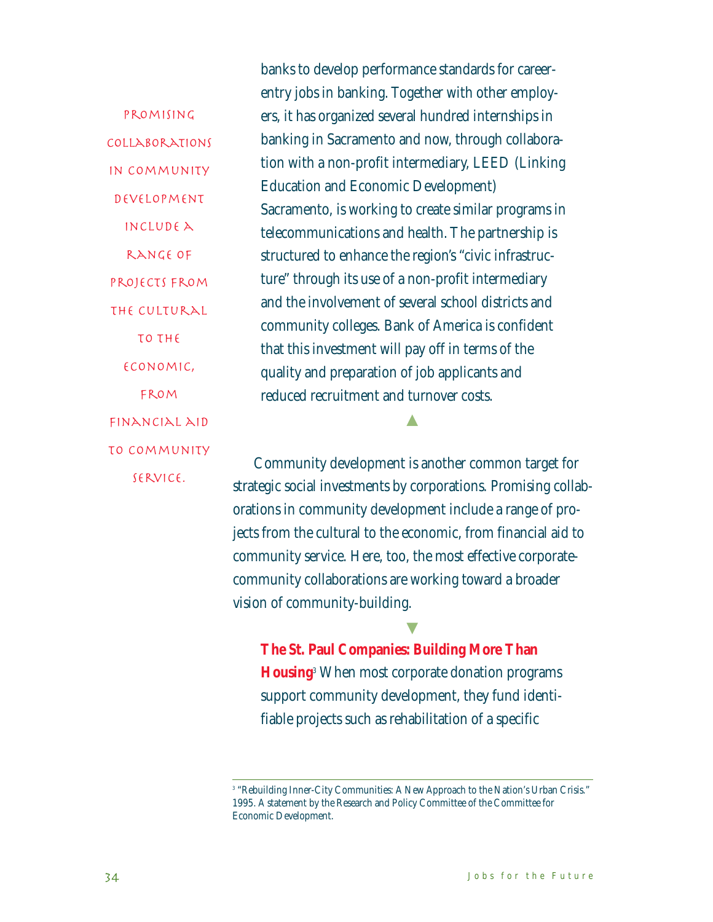banks to develop performance standards for career-entry jobs in banking. Together with other employers, it has organized several hundred internships in banking in Sacramento and now, through collaboration with a non-profit intermediary, LEED (Linking Education and Economic Development) Sacramento, is working to create similar programs in telecommunications and health. The partnership is structured to enhance the region's "civic infrastructure" through its use of a non-profit intermediary and the involvement of several school districts and community colleges. Bank of America is confident that this investment will pay off in terms of the quality and preparation of job applicants and reduced recruitment and turnover costs.

Promising collaborations in community development include a range of projects from the cultural to the economic, from financial aid to community service.

Community development is another common target for strategic social investments by corporations. Promising collaborations in community development include a range of projects from the cultural to the economic, from financial aid to community service. Here, too, the most effective corporate-community collaborations are working toward a broader vision of community-building.

**The St. Paul Companies: Building More Than Housing**[3] When most corporate donation programs support community development, they fund identifiable projects such as rehabilitation of a specific

---

[3] "Rebuilding Inner-City Communities: A New Approach to the Nation's Urban Crisis." 1995. A statement by the Research and Policy Committee of the Committee for Economic Development.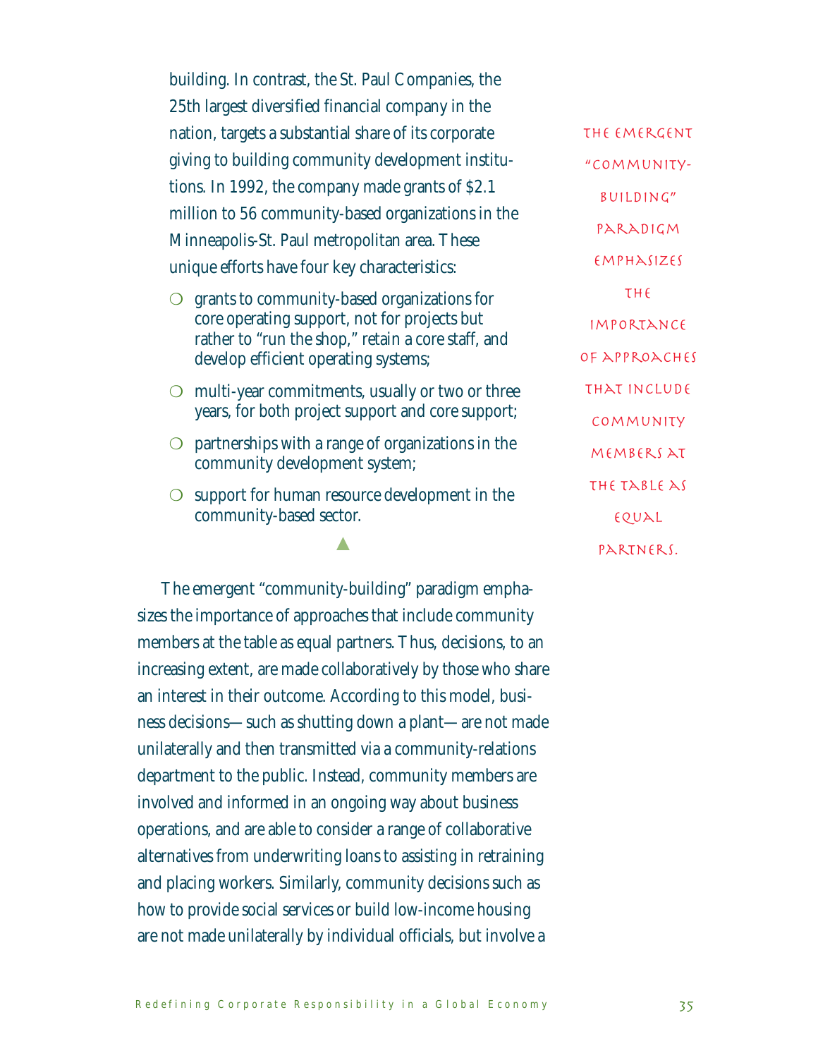building. In contrast, the St. Paul Companies, the 25th largest diversified financial company in the nation, targets a substantial share of its corporate giving to building community development institutions. In 1992, the company made grants of $2.1 million to 56 community-based organizations in the Minneapolis-St. Paul metropolitan area. These unique efforts have four key characteristics:

- grants to community-based organizations for core operating support, not for projects but rather to "run the shop," retain a core staff, and develop efficient operating systems;
- multi-year commitments, usually or two or three years, for both project support and core support;
- partnerships with a range of organizations in the community development system;
- support for human resource development in the community-based sector.

▲

> THE EMERGENT "COMMUNITY-BUILDING" PARADIGM EMPHASIZES THE IMPORTANCE OF APPROACHES THAT INCLUDE COMMUNITY MEMBERS AT THE TABLE AS EQUAL PARTNERS.

The emergent "community-building" paradigm emphasizes the importance of approaches that include community members at the table as equal partners. Thus, decisions, to an increasing extent, are made collaboratively by those who share an interest in their outcome. According to this model, business decisions—such as shutting down a plant—are not made unilaterally and then transmitted via a community-relations department to the public. Instead, community members are involved and informed in an ongoing way about business operations, and are able to consider a range of collaborative alternatives from underwriting loans to assisting in retraining and placing workers. Similarly, community decisions such as how to provide social services or build low-income housing are not made unilaterally by individual officials, but involve a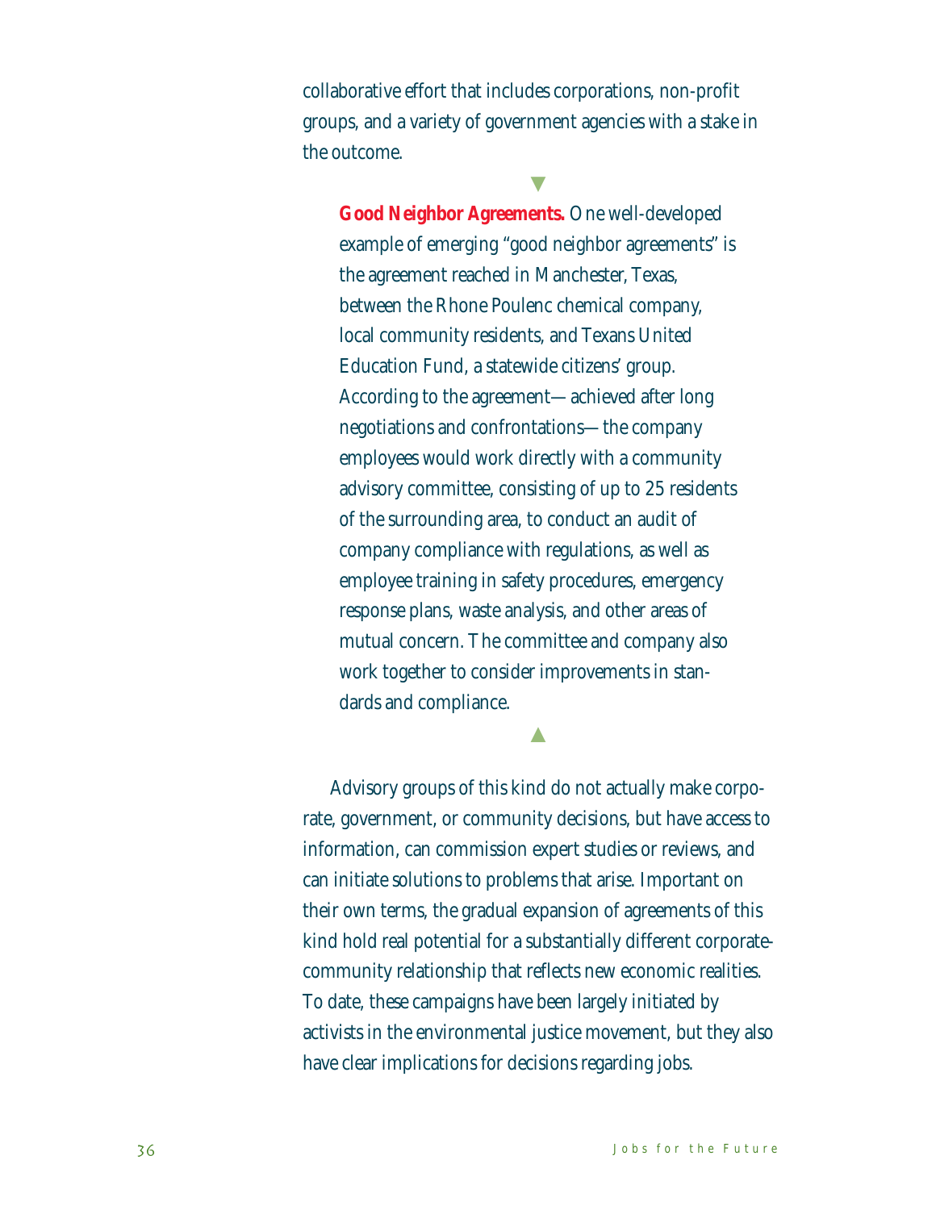collaborative effort that includes corporations, non-profit groups, and a variety of government agencies with a stake in the outcome.

**Good Neighbor Agreements.** One well-developed example of emerging "good neighbor agreements" is the agreement reached in Manchester, Texas, between the Rhone Poulenc chemical company, local community residents, and Texans United Education Fund, a statewide citizens' group. According to the agreement—achieved after long negotiations and confrontations—the company employees would work directly with a community advisory committee, consisting of up to 25 residents of the surrounding area, to conduct an audit of company compliance with regulations, as well as employee training in safety procedures, emergency response plans, waste analysis, and other areas of mutual concern. The committee and company also work together to consider improvements in standards and compliance.

Advisory groups of this kind do not actually make corporate, government, or community decisions, but have access to information, can commission expert studies or reviews, and can initiate solutions to problems that arise. Important on their own terms, the gradual expansion of agreements of this kind hold real potential for a substantially different corporate-community relationship that reflects new economic realities. To date, these campaigns have been largely initiated by activists in the environmental justice movement, but they also have clear implications for decisions regarding jobs.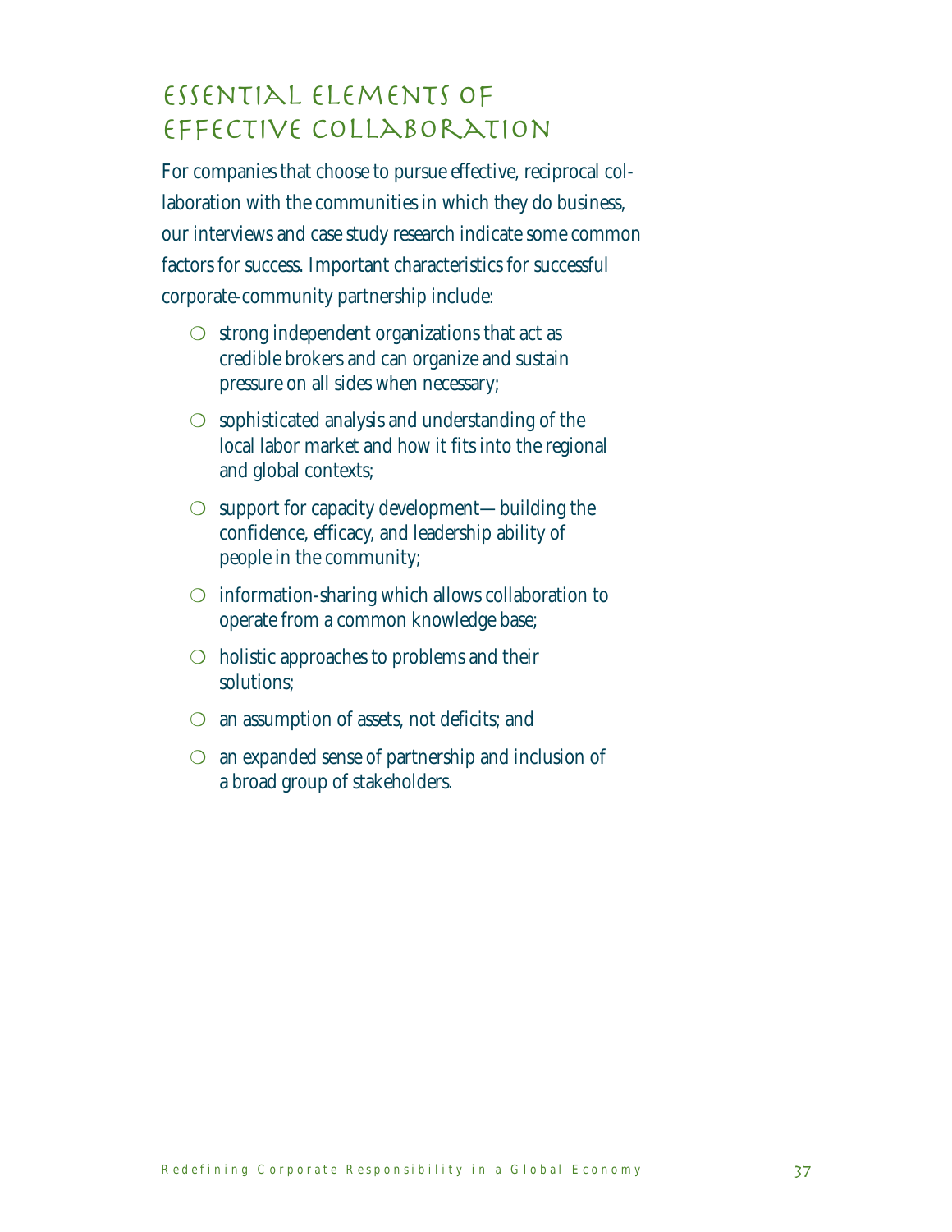## Essential Elements of Effective Collaboration

For companies that choose to pursue effective, reciprocal collaboration with the communities in which they do business, our interviews and case study research indicate some common factors for success. Important characteristics for successful corporate-community partnership include:

- strong independent organizations that act as credible brokers and can organize and sustain pressure on all sides when necessary;
- sophisticated analysis and understanding of the local labor market and how it fits into the regional and global contexts;
- support for capacity development—building the confidence, efficacy, and leadership ability of people in the community;
- information-sharing which allows collaboration to operate from a common knowledge base;
- holistic approaches to problems and their solutions;
- an assumption of assets, not deficits; and
- an expanded sense of partnership and inclusion of a broad group of stakeholders.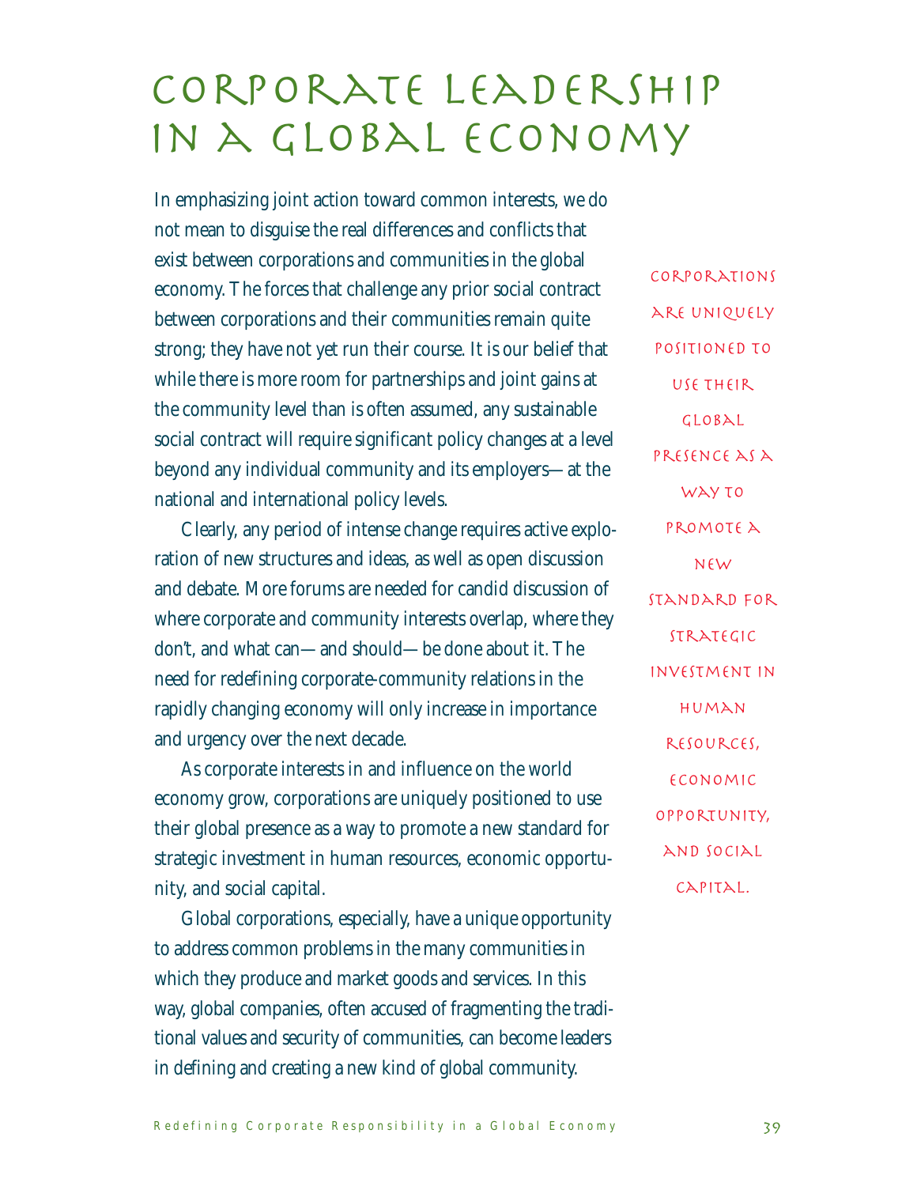# Corporate Leadership in a Global Economy

In emphasizing joint action toward common interests, we do not mean to disguise the real differences and conflicts that exist between corporations and communities in the global economy. The forces that challenge any prior social contract between corporations and their communities remain quite strong; they have not yet run their course. It is our belief that while there is more room for partnerships and joint gains at the community level than is often assumed, any sustainable social contract will require significant policy changes at a level beyond any individual community and its employers—at the national and international policy levels.

Clearly, any period of intense change requires active exploration of new structures and ideas, as well as open discussion and debate. More forums are needed for candid discussion of where corporate and community interests overlap, where they don't, and what can—and should—be done about it. The need for redefining corporate-community relations in the rapidly changing economy will only increase in importance and urgency over the next decade.

As corporate interests in and influence on the world economy grow, corporations are uniquely positioned to use their global presence as a way to promote a new standard for strategic investment in human resources, economic opportunity, and social capital.

Global corporations, especially, have a unique opportunity to address common problems in the many communities in which they produce and market goods and services. In this way, global companies, often accused of fragmenting the traditional values and security of communities, can become leaders in defining and creating a new kind of global community.

> Corporations are uniquely positioned to use their global presence as a way to promote a new standard for strategic investment in human resources, economic opportunity, and social capital.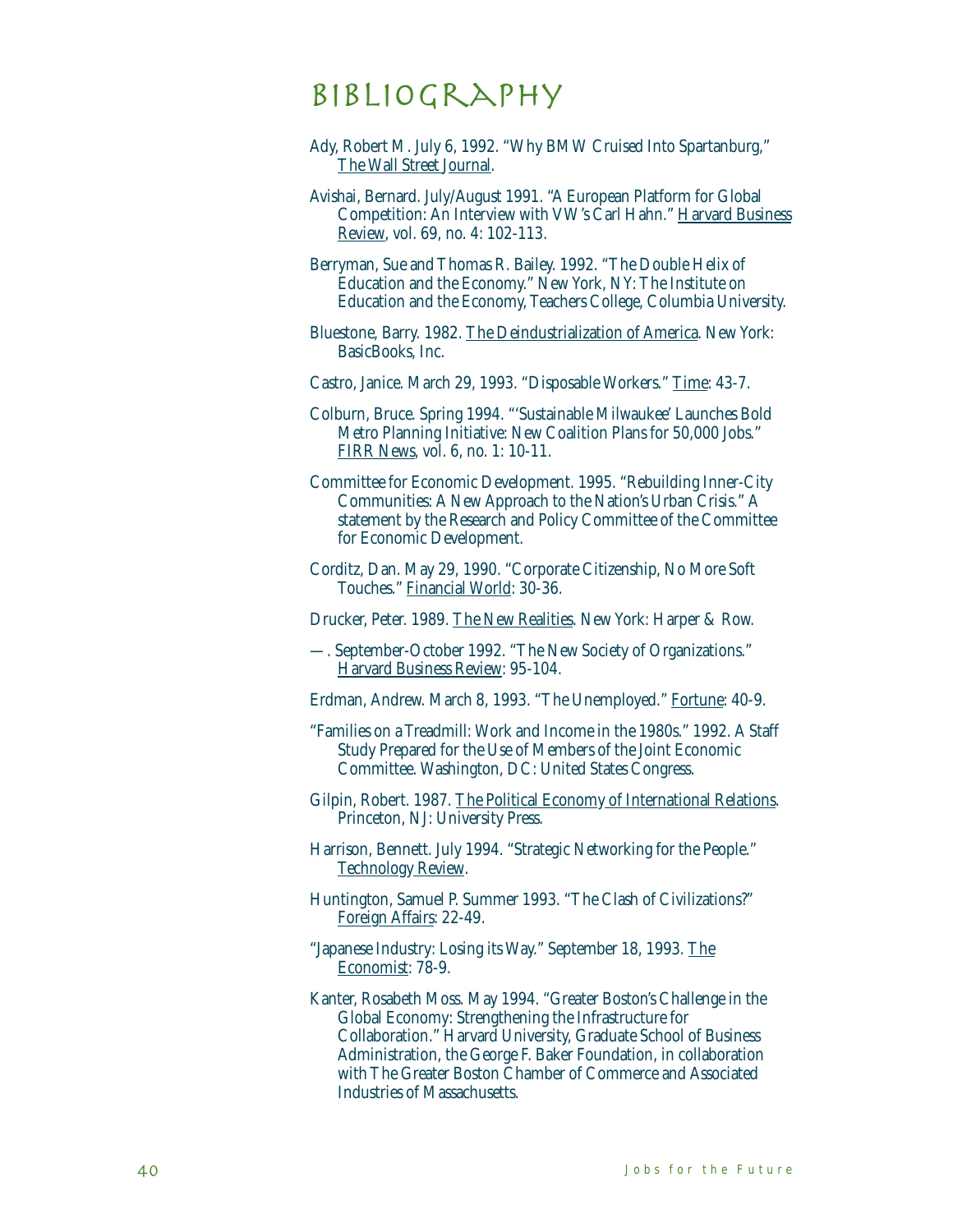# Bibliography

Ady, Robert M. July 6, 1992. "Why BMW Cruised Into Spartanburg," The Wall Street Journal.

Avishai, Bernard. July/August 1991. "A European Platform for Global Competition: An Interview with VW's Carl Hahn." Harvard Business Review, vol. 69, no. 4: 102-113.

Berryman, Sue and Thomas R. Bailey. 1992. "The Double Helix of Education and the Economy." New York, NY: The Institute on Education and the Economy, Teachers College, Columbia University.

Bluestone, Barry. 1982. The Deindustrialization of America. New York: BasicBooks, Inc.

Castro, Janice. March 29, 1993. "Disposable Workers." Time: 43-7.

Colburn, Bruce. Spring 1994. "'Sustainable Milwaukee' Launches Bold Metro Planning Initiative: New Coalition Plans for 50,000 Jobs." FIRR News, vol. 6, no. 1: 10-11.

Committee for Economic Development. 1995. "Rebuilding Inner-City Communities: A New Approach to the Nation's Urban Crisis." A statement by the Research and Policy Committee of the Committee for Economic Development.

Corditz, Dan. May 29, 1990. "Corporate Citizenship, No More Soft Touches." Financial World: 30-36.

Drucker, Peter. 1989. The New Realities. New York: Harper & Row.

—. September-October 1992. "The New Society of Organizations." Harvard Business Review: 95-104.

Erdman, Andrew. March 8, 1993. "The Unemployed." Fortune: 40-9.

"Families on a Treadmill: Work and Income in the 1980s." 1992. A Staff Study Prepared for the Use of Members of the Joint Economic Committee. Washington, DC: United States Congress.

Gilpin, Robert. 1987. The Political Economy of International Relations. Princeton, NJ: University Press.

Harrison, Bennett. July 1994. "Strategic Networking for the People." Technology Review.

Huntington, Samuel P. Summer 1993. "The Clash of Civilizations?" Foreign Affairs: 22-49.

"Japanese Industry: Losing its Way." September 18, 1993. The Economist: 78-9.

Kanter, Rosabeth Moss. May 1994. "Greater Boston's Challenge in the Global Economy: Strengthening the Infrastructure for Collaboration." Harvard University, Graduate School of Business Administration, the George F. Baker Foundation, in collaboration with The Greater Boston Chamber of Commerce and Associated Industries of Massachusetts.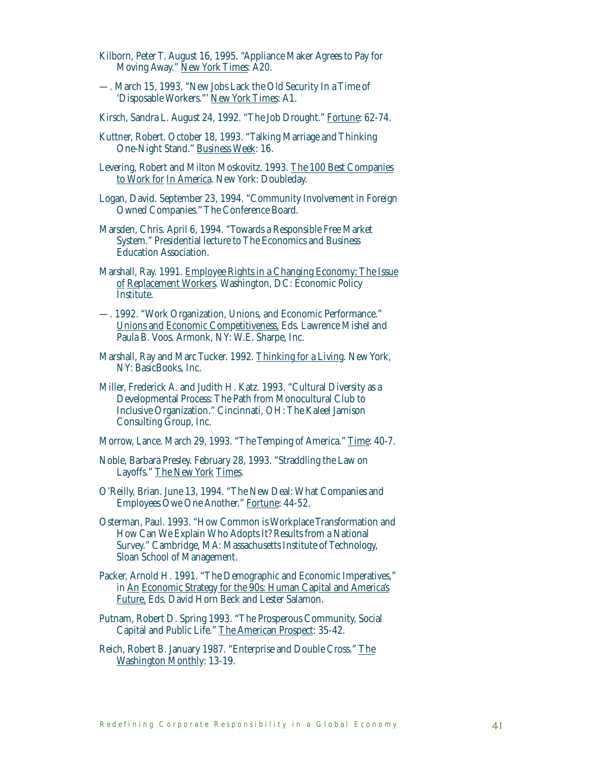Kilborn, Peter T. August 16, 1995. "Appliance Maker Agrees to Pay for Moving Away." New York Times: A20.

—. March 15, 1993. "New Jobs Lack the Old Security In a Time of 'Disposable Workers."' New York Times: A1.

Kirsch, Sandra L. August 24, 1992. "The Job Drought." Fortune: 62-74.

Kuttner, Robert. October 18, 1993. "Talking Marriage and Thinking One-Night Stand." Business Week: 16.

Levering, Robert and Milton Moskovitz. 1993. The 100 Best Companies to Work for In America. New York: Doubleday.

Logan, David. September 23, 1994. "Community Involvement in Foreign Owned Companies." The Conference Board.

Marsden, Chris. April 6, 1994. "Towards a Responsible Free Market System." Presidential lecture to The Economics and Business Education Association.

Marshall, Ray. 1991. Employee Rights in a Changing Economy: The Issue of Replacement Workers. Washington, DC: Economic Policy Institute.

—. 1992. "Work Organization, Unions, and Economic Performance." Unions and Economic Competitiveness, Eds. Lawrence Mishel and Paula B. Voos. Armonk, NY: W.E. Sharpe, Inc.

Marshall, Ray and Marc Tucker. 1992. Thinking for a Living. New York, NY: BasicBooks, Inc.

Miller, Frederick A. and Judith H. Katz. 1993. "Cultural Diversity as a Developmental Process: The Path from Monocultural Club to Inclusive Organization." Cincinnati, OH: The Kaleel Jamison Consulting Group, Inc.

Morrow, Lance. March 29, 1993. "The Temping of America." Time: 40-7.

Noble, Barbara Presley. February 28, 1993. "Straddling the Law on Layoffs." The New York Times.

O'Reilly, Brian. June 13, 1994. "The New Deal: What Companies and Employees Owe One Another." Fortune: 44-52.

Osterman, Paul. 1993. "How Common is Workplace Transformation and How Can We Explain Who Adopts It? Results from a National Survey." Cambridge, MA: Massachusetts Institute of Technology, Sloan School of Management.

Packer, Arnold H. 1991. "The Demographic and Economic Imperatives," in An Economic Strategy for the 90s: Human Capital and America's Future, Eds. David Horn Beck and Lester Salamon.

Putnam, Robert D. Spring 1993. "The Prosperous Community, Social Capital and Public Life." The American Prospect: 35-42.

Reich, Robert B. January 1987. "Enterprise and Double Cross." The Washington Monthly: 13-19.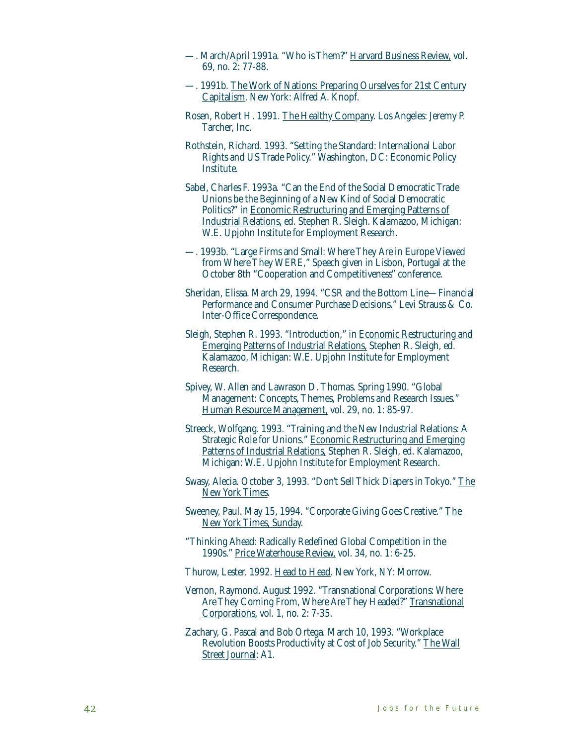—. March/April 1991a. "Who is Them?" Harvard Business Review, vol. 69, no. 2: 77-88.

—. 1991b. The Work of Nations: Preparing Ourselves for 21st Century Capitalism. New York: Alfred A. Knopf.

Rosen, Robert H. 1991. The Healthy Company. Los Angeles: Jeremy P. Tarcher, Inc.

Rothstein, Richard. 1993. "Setting the Standard: International Labor Rights and US Trade Policy." Washington, DC: Economic Policy Institute.

Sabel, Charles F. 1993a. "Can the End of the Social Democratic Trade Unions be the Beginning of a New Kind of Social Democratic Politics?" in Economic Restructuring and Emerging Patterns of Industrial Relations, ed. Stephen R. Sleigh. Kalamazoo, Michigan: W.E. Upjohn Institute for Employment Research.

—. 1993b. "Large Firms and Small: Where They Are in Europe Viewed from Where They WERE," Speech given in Lisbon, Portugal at the October 8th "Cooperation and Competitiveness" conference.

Sheridan, Elissa. March 29, 1994. "CSR and the Bottom Line—Financial Performance and Consumer Purchase Decisions." Levi Strauss & Co. Inter-Office Correspondence.

Sleigh, Stephen R. 1993. "Introduction," in Economic Restructuring and Emerging Patterns of Industrial Relations, Stephen R. Sleigh, ed. Kalamazoo, Michigan: W.E. Upjohn Institute for Employment Research.

Spivey, W. Allen and Lawrason D. Thomas. Spring 1990. "Global Management: Concepts, Themes, Problems and Research Issues." Human Resource Management, vol. 29, no. 1: 85-97.

Streeck, Wolfgang. 1993. "Training and the New Industrial Relations: A Strategic Role for Unions." Economic Restructuring and Emerging Patterns of Industrial Relations, Stephen R. Sleigh, ed. Kalamazoo, Michigan: W.E. Upjohn Institute for Employment Research.

Swasy, Alecia. October 3, 1993. "Don't Sell Thick Diapers in Tokyo." The New York Times.

Sweeney, Paul. May 15, 1994. "Corporate Giving Goes Creative." The New York Times, Sunday.

"Thinking Ahead: Radically Redefined Global Competition in the 1990s." Price Waterhouse Review, vol. 34, no. 1: 6-25.

Thurow, Lester. 1992. Head to Head. New York, NY: Morrow.

Vernon, Raymond. August 1992. "Transnational Corporations: Where Are They Coming From, Where Are They Headed?" Transnational Corporations, vol. 1, no. 2: 7-35.

Zachary, G. Pascal and Bob Ortega. March 10, 1993. "Workplace Revolution Boosts Productivity at Cost of Job Security." The Wall Street Journal: A1.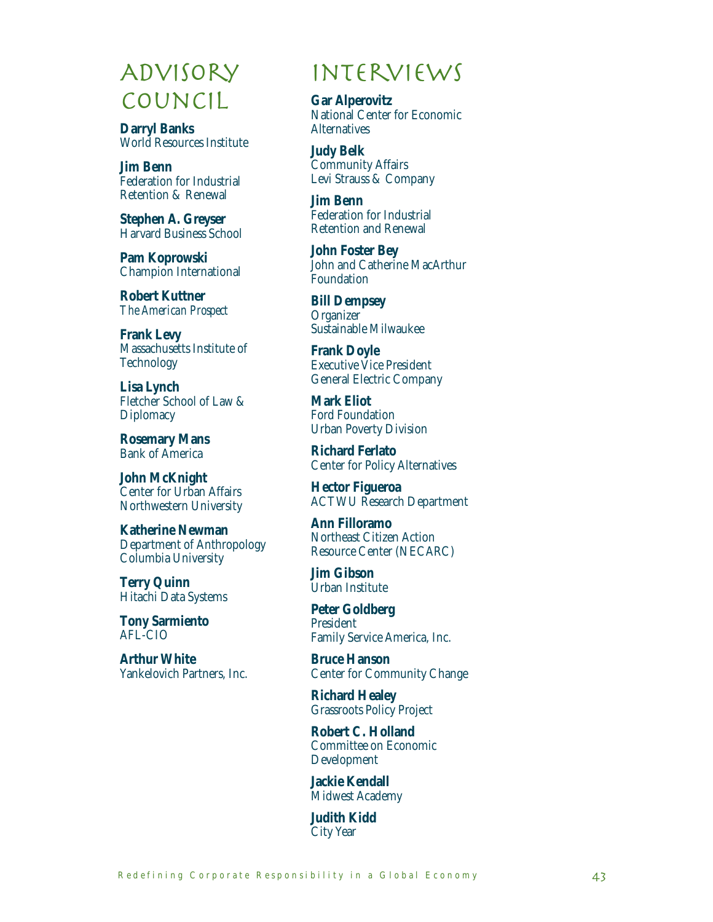## Advisory Council

**Darryl Banks**
World Resources Institute

**Jim Benn**
Federation for Industrial Retention & Renewal

**Stephen A. Greyser**
Harvard Business School

**Pam Koprowski**
Champion International

**Robert Kuttner**
*The American Prospect*

**Frank Levy**
Massachusetts Institute of Technology

**Lisa Lynch**
Fletcher School of Law & Diplomacy

**Rosemary Mans**
Bank of America

**John McKnight**
Center for Urban Affairs
Northwestern University

**Katherine Newman**
Department of Anthropology
Columbia University

**Terry Quinn**
Hitachi Data Systems

**Tony Sarmiento**
AFL-CIO

**Arthur White**
Yankelovich Partners, Inc.

## Interviews

**Gar Alperovitz**
National Center for Economic Alternatives

**Judy Belk**
Community Affairs
Levi Strauss & Company

**Jim Benn**
Federation for Industrial Retention and Renewal

**John Foster Bey**
John and Catherine MacArthur Foundation

**Bill Dempsey**
Organizer
Sustainable Milwaukee

**Frank Doyle**
Executive Vice President
General Electric Company

**Mark Eliot**
Ford Foundation
Urban Poverty Division

**Richard Ferlato**
Center for Policy Alternatives

**Hector Figueroa**
ACTWU Research Department

**Ann Filloramo**
Northeast Citizen Action Resource Center (NECARC)

**Jim Gibson**
Urban Institute

**Peter Goldberg**
President
Family Service America, Inc.

**Bruce Hanson**
Center for Community Change

**Richard Healey**
Grassroots Policy Project

**Robert C. Holland**
Committee on Economic Development

**Jackie Kendall**
Midwest Academy

**Judith Kidd**
City Year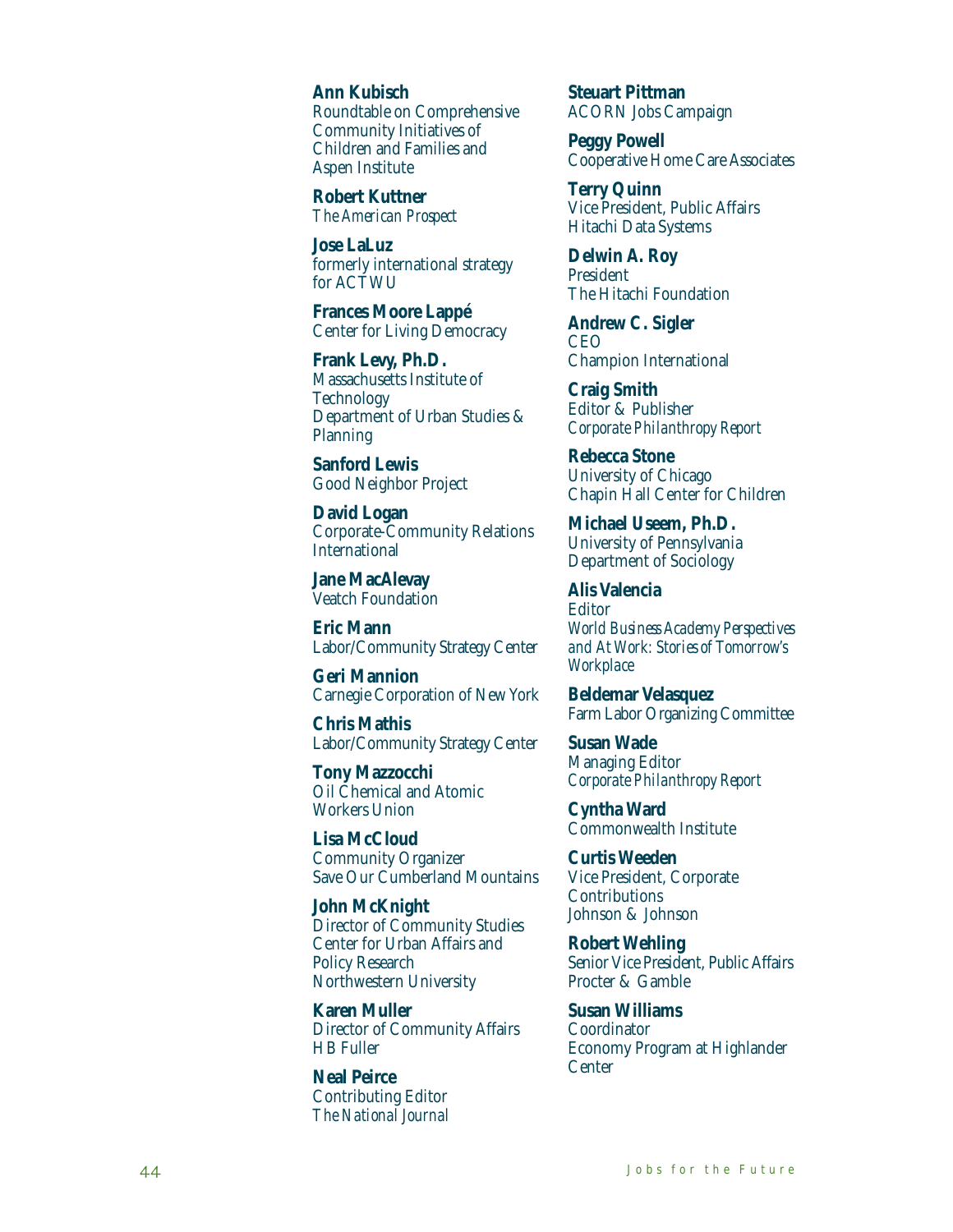**Ann Kubisch**
Roundtable on Comprehensive Community Initiatives of Children and Families and Aspen Institute

**Robert Kuttner**
*The American Prospect*

**Jose LaLuz**
formerly international strategy for ACTWU

**Frances Moore Lappé**
Center for Living Democracy

**Frank Levy, Ph.D.**
Massachusetts Institute of Technology
Department of Urban Studies & Planning

**Sanford Lewis**
Good Neighbor Project

**David Logan**
Corporate-Community Relations International

**Jane MacAlevay**
Veatch Foundation

**Eric Mann**
Labor/Community Strategy Center

**Geri Mannion**
Carnegie Corporation of New York

**Chris Mathis**
Labor/Community Strategy Center

**Tony Mazzocchi**
Oil Chemical and Atomic Workers Union

**Lisa McCloud**
Community Organizer
Save Our Cumberland Mountains

**John McKnight**
Director of Community Studies
Center for Urban Affairs and Policy Research
Northwestern University

**Karen Muller**
Director of Community Affairs
HB Fuller

**Neal Peirce**
Contributing Editor
*The National Journal*

**Steuart Pittman**
ACORN Jobs Campaign

**Peggy Powell**
Cooperative Home Care Associates

**Terry Quinn**
Vice President, Public Affairs
Hitachi Data Systems

**Delwin A. Roy**
President
The Hitachi Foundation

**Andrew C. Sigler**
CEO
Champion International

**Craig Smith**
Editor & Publisher
*Corporate Philanthropy Report*

**Rebecca Stone**
University of Chicago
Chapin Hall Center for Children

**Michael Useem, Ph.D.**
University of Pennsylvania
Department of Sociology

**Alis Valencia**
Editor
*World Business Academy Perspectives and At Work: Stories of Tomorrow's Workplace*

**Beldemar Velasquez**
Farm Labor Organizing Committee

**Susan Wade**
Managing Editor
*Corporate Philanthropy Report*

**Cyntha Ward**
Commonwealth Institute

**Curtis Weeden**
Vice President, Corporate Contributions
Johnson & Johnson

**Robert Wehling**
Senior Vice President, Public Affairs
Procter & Gamble

**Susan Williams**
Coordinator
Economy Program at Highlander Center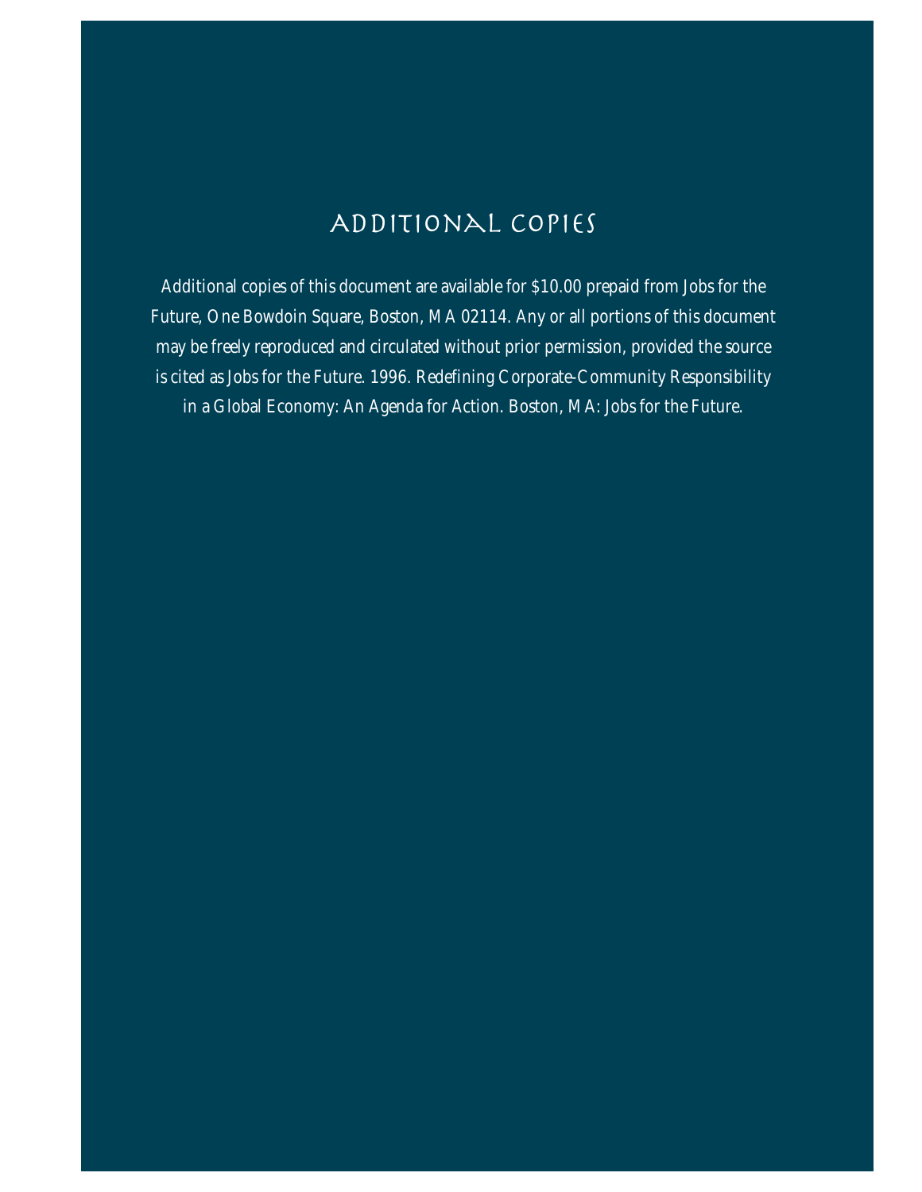# Additional Copies

Additional copies of this document are available for $10.00 prepaid from Jobs for the Future, One Bowdoin Square, Boston, MA 02114. Any or all portions of this document may be freely reproduced and circulated without prior permission, provided the source is cited as Jobs for the Future. 1996. Redefining Corporate-Community Responsibility in a Global Economy: An Agenda for Action. Boston, MA: Jobs for the Future.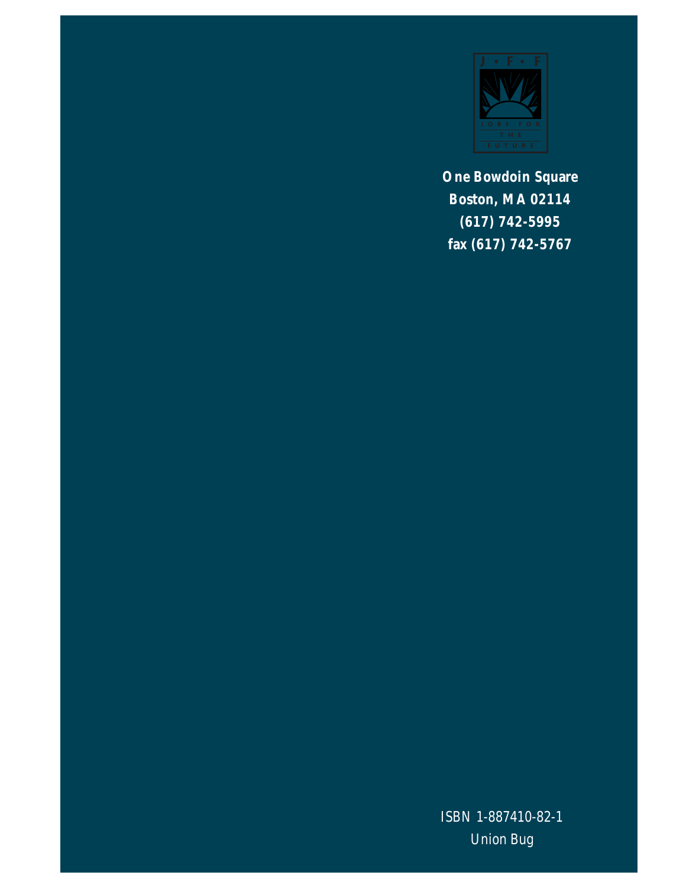J • F • F

JOBS FOR THE FUTURE

**One Bowdoin Square**
**Boston, MA 02114**
**(617) 742-5995**
**fax (617) 742-5767**

ISBN 1-887410-82-1

Union Bug